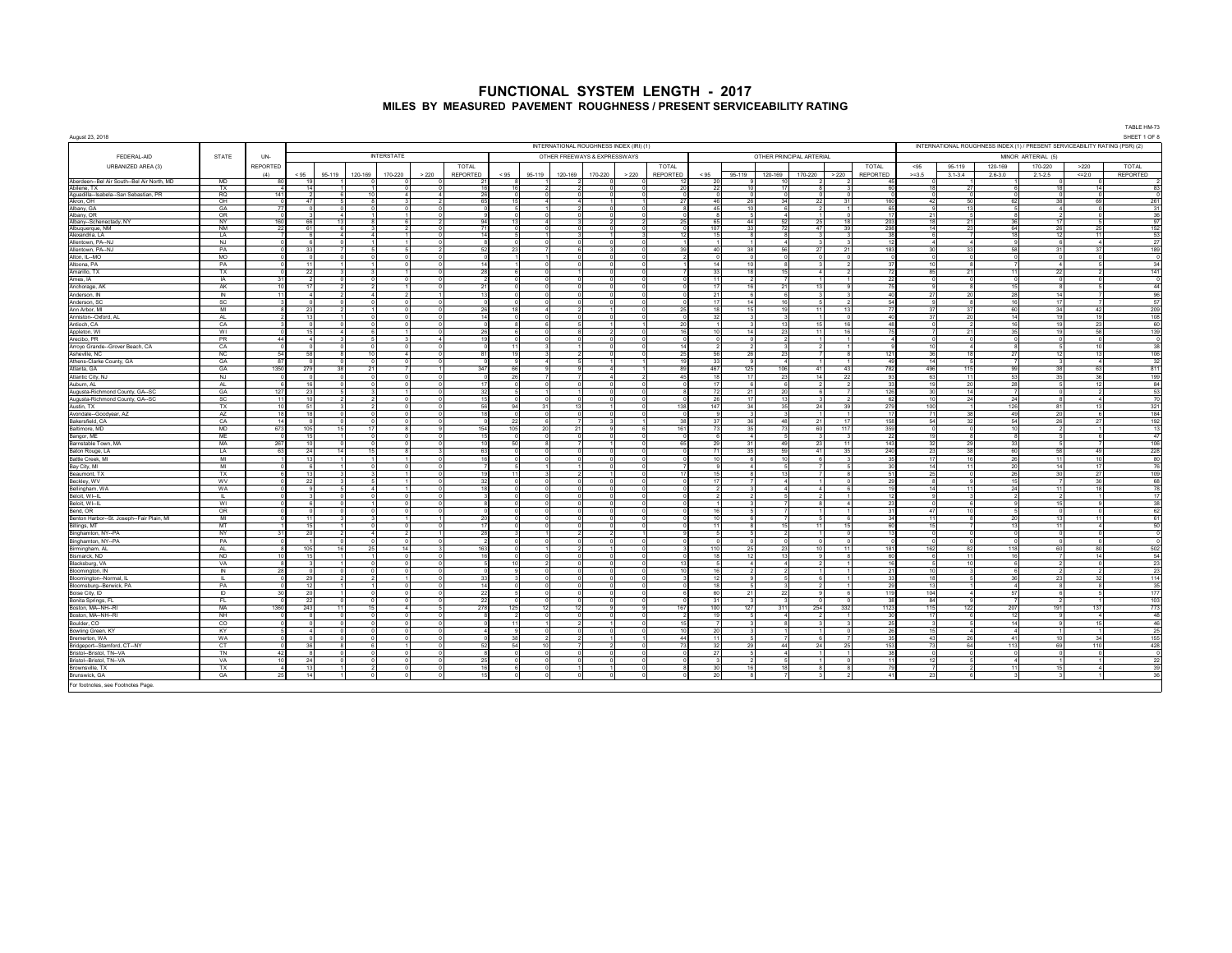# FUNCTIONAL SYSTEM LENGTH - 2017

## MILES BY MEASURED PAVEMENT ROUGHNESS / PRESENT SERVICEABILITY RATING

TABLE HM-73

August 23, 2018

SHEET 1 OF 8

| FEDERAL-AID URBANIZED AREA (3) | STATE | UN-REPORTED (4) | INTERSTATE | | | | | | INTERNATIONAL ROUGHNESS INDEX (IRI) (1) OTHER FREEWAYS & EXPRESSWAYS | | | | | | OTHER PRINCIPAL ARTERIAL | | | | | | INTERNATIONAL ROUGHNESS INDEX (1) / PRESENT SERVICEABILITY RATING (PSR) (2) MINOR ARTERIAL (5) | | | | | |
|---|---|---|---|---|---|---|---|---|---|---|---|---|---|---|---|---|---|---|---|---|---|---|---|---|---|---|
| | | | < 95 | 95-119 | 120-169 | 170-220 | > 220 | TOTAL REPORTED | < 95 | 95-119 | 120-169 | 170-220 | > 220 | TOTAL REPORTED | < 95 | 95-119 | 120-169 | 170-220 | > 220 | TOTAL REPORTED | <95 >=3.5 | 95-119 3.1-3.4 | 120-169 2.6-3.0 | 170-220 2.1-2.5 | >220 <=2.0 | TOTAL REPORTED |
| Aberdeen--Bel Air South--Bel Air North, MD | MD | 80 | 19 | 1 | 1 | 0 | 0 | 21 | 8 | 1 | 2 | 0 | 0 | 12 | 20 | 9 | 10 | 2 | 2 | 45 | 0 | 1 | 1 | 0 | 0 | 2 |
| Abilene, TX | TX | 4 | 14 | 1 | 1 | 0 | 0 | 16 | 16 | 2 | 2 | 0 | 0 | 20 | 22 | 10 | 17 | 8 | 3 | 60 | 18 | 27 | 6 | 18 | 14 | 83 |
| Aguadilla--Isabela--San Sebastián, PR | RQ | 141 | 2 | 6 | 10 | 4 | 4 | 26 | 0 | 0 | 0 | 0 | 0 | 0 | 0 | 0 | 0 | 0 | 0 | 0 | 0 | 0 | 0 | 0 | 0 | 0 |
| Akron, OH | OH | 0 | 47 | 5 | 8 | 3 | 2 | 65 | 15 | 4 | 4 | 1 | 1 | 27 | 46 | 26 | 34 | 22 | 31 | 160 | 42 | 50 | 62 | 38 | 69 | 261 |
| Albany, GA | GA | 77 | 0 | 0 | 0 | 0 | 0 | 0 | 5 | 1 | 2 | 0 | 0 | 8 | 45 | 10 | 6 | 2 | 1 | 65 | 9 | 13 | 5 | 4 | 0 | 31 |
| Albany, OR | OR | 0 | 3 | 4 | 1 | 1 | 0 | 9 | 0 | 0 | 0 | 0 | 0 | 0 | 8 | 5 | 4 | 1 | 0 | 17 | 21 | 5 | 8 | 2 | 0 | 36 |
| Albany--Schenectady, NY | NY | 160 | 66 | 13 | 8 | 6 | 2 | 94 | 13 | 4 | 3 | 2 | 2 | 25 | 65 | 44 | 52 | 25 | 18 | 203 | 18 | 21 | 36 | 17 | 5 | 97 |
| Albuquerque, NM | NM | 22 | 61 | 6 | 3 | 2 | 0 | 71 | 0 | 0 | 0 | 0 | 0 | 0 | 107 | 33 | 72 | 47 | 39 | 298 | 14 | 23 | 64 | 26 | 25 | 152 |
| Alexandria, LA | LA | 7 | 6 | 4 | 4 | 1 | 0 | 14 | 5 | 1 | 3 | 1 | 3 | 12 | 15 | 8 | 8 | 3 | 3 | 38 | 6 | 7 | 18 | 12 | 11 | 53 |
| Allentown, PA--NJ | NJ | 0 | 6 | 0 | 1 | 1 | 0 | 8 | 0 | 0 | 0 | 0 | 0 | 0 | 1 | 1 | 4 | 3 | 3 | 12 | 4 | 4 | 9 | 6 | 4 | 27 |
| Allentown, PA--NJ | PA | 0 | 33 | 7 | 5 | 5 | 2 | 52 | 23 | 7 | 6 | 3 | 0 | 39 | 40 | 38 | 56 | 27 | 21 | 183 | 30 | 33 | 58 | 31 | 37 | 189 |
| Alton, IL--MO | MO | 0 | 0 | 0 | 0 | 0 | 0 | 0 | 1 | 1 | 0 | 0 | 0 | 2 | 0 | 0 | 0 | 0 | 0 | 0 | 0 | 0 | 0 | 0 | 0 | 0 |
| Altoona, PA | PA | 0 | 11 | 1 | 1 | 0 | 0 | 14 | 1 | 0 | 0 | 0 | 0 | 1 | 14 | 10 | 8 | 3 | 2 | 37 | 10 | 8 | 7 | 4 | 5 | 34 |
| Amarillo, TX | TX | 0 | 22 | 3 | 3 | 1 | 0 | 28 | 6 | 0 | 1 | 0 | 0 | 7 | 33 | 18 | 15 | 4 | 2 | 72 | 85 | 21 | 11 | 22 | 2 | 141 |
| Ames, IA | IA | 31 | 2 | 0 | 0 | 0 | 0 | 2 | 0 | 0 | 0 | 0 | 0 | 0 | 11 | 2 | 7 | 1 | 1 | 22 | 0 | 0 | 0 | 0 | 0 | 0 |
| Anchorage, AK | AK | 10 | 17 | 2 | 2 | 1 | 0 | 21 | 0 | 0 | 0 | 0 | 0 | 0 | 17 | 16 | 21 | 13 | 9 | 75 | 9 | 8 | 15 | 8 | 5 | 44 |
| Anderson, IN | IN | 11 | 4 | 2 | 4 | 2 | 1 | 13 | 0 | 0 | 0 | 0 | 0 | 0 | 21 | 6 | 6 | 3 | 3 | 40 | 27 | 20 | 28 | 14 | 7 | 96 |
| Anderson, SC | SC | 3 | 0 | 0 | 0 | 0 | 0 | 0 | 0 | 0 | 0 | 0 | 0 | 0 | 17 | 14 | 16 | 5 | 2 | 54 | 9 | 8 | 16 | 17 | 7 | 57 |
| Ann Arbor, MI | MI | 8 | 23 | 2 | 1 | 0 | 0 | 26 | 18 | 4 | 2 | 1 | 0 | 25 | 18 | 15 | 19 | 11 | 13 | 77 | 37 | 37 | 60 | 34 | 42 | 209 |
| Anniston--Oxford, AL | AL | 2 | 13 | 1 | 0 | 0 | 0 | 14 | 0 | 0 | 0 | 0 | 0 | 0 | 32 | 3 | 3 | 1 | 0 | 40 | 37 | 20 | 14 | 19 | 19 | 108 |
| Antioch, CA | CA | 3 | 0 | 0 | 0 | 0 | 0 | 0 | 8 | 6 | 5 | 1 | 1 | 20 | 1 | 3 | 13 | 15 | 16 | 48 | 0 | 2 | 16 | 19 | 23 | 60 |
| Appleton, WI | WI | 0 | 15 | 4 | 6 | 1 | 0 | 26 | 6 | 0 | 8 | 2 | 0 | 16 | 10 | 14 | 23 | 11 | 16 | 75 | 7 | 21 | 35 | 19 | 58 | 139 |
| Arecibo, PR | PR | 44 | 4 | 3 | 5 | 3 | 4 | 19 | 0 | 0 | 0 | 0 | 0 | 0 | 0 | 0 | 2 | 1 | 1 | 4 | 0 | 0 | 0 | 0 | 0 | 0 |
| Arroyo Grande--Grover Beach, CA | CA | 0 | 0 | 0 | 0 | 0 | 0 | 0 | 11 | 3 | 1 | 0 | 0 | 14 | 2 | 2 | 3 | 2 | 1 | 9 | 10 | 4 | 8 | 5 | 10 | 38 |
| Asheville, NC | NC | 54 | 58 | 8 | 10 | 4 | 0 | 81 | 19 | 3 | 2 | 0 | 0 | 25 | 56 | 26 | 23 | 7 | 8 | 121 | 36 | 18 | 27 | 12 | 13 | 106 |
| Athens-Clarke County, GA | GA | 87 | 0 | 0 | 0 | 0 | 0 | 0 | 9 | 4 | 5 | 1 | 1 | 19 | 33 | 9 | 4 | 1 | 1 | 49 | 14 | 5 | 7 | 3 | 4 | 32 |
| Atlanta, GA | GA | 1350 | 279 | 38 | 21 | 7 | 1 | 347 | 66 | 9 | 9 | 4 | 1 | 89 | 467 | 125 | 106 | 41 | 43 | 782 | 496 | 115 | 99 | 38 | 63 | 811 |
| Atlantic City, NJ | NJ | 0 | 0 | 0 | 0 | 0 | 0 | 0 | 26 | 7 | 7 | 4 | 2 | 45 | 18 | 17 | 23 | 14 | 22 | 93 | 63 | 11 | 53 | 35 | 36 | 199 |
| Auburn, AL | AL | 6 | 16 | 0 | 0 | 0 | 0 | 17 | 0 | 0 | 0 | 0 | 0 | 0 | 17 | 6 | 6 | 2 | 2 | 33 | 19 | 20 | 28 | 5 | 12 | 84 |
| Augusta-Richmond County, GA--SC | GA | 127 | 23 | 5 | 3 | 1 | 0 | 32 | 5 | 1 | 1 | 0 | 0 | 8 | 72 | 21 | 20 | 6 | 7 | 126 | 30 | 14 | 7 | 0 | 2 | 53 |
| Augusta-Richmond County, GA--SC | SC | 11 | 10 | 2 | 2 | 0 | 0 | 15 | 0 | 0 | 0 | 0 | 0 | 0 | 26 | 17 | 13 | 3 | 2 | 62 | 10 | 24 | 24 | 8 | 4 | 70 |
| Austin, TX | TX | 10 | 51 | 3 | 2 | 0 | 0 | 56 | 94 | 31 | 13 | 1 | 0 | 138 | 147 | 34 | 35 | 24 | 39 | 279 | 100 | 1 | 126 | 81 | 13 | 321 |
| Avondale--Goodyear, AZ | AZ | 18 | 18 | 0 | 0 | 0 | 0 | 18 | 0 | 0 | 0 | 0 | 0 | 0 | 9 | 3 | 3 | 1 | 1 | 17 | 71 | 38 | 49 | 20 | 6 | 184 |
| Bakersfield, CA | CA | 14 | 0 | 0 | 0 | 0 | 0 | 0 | 22 | 6 | 7 | 3 | 1 | 38 | 37 | 36 | 48 | 21 | 17 | 158 | 54 | 32 | 54 | 26 | 27 | 192 |
| Baltimore, MD | MD | 673 | 105 | 15 | 17 | 8 | 9 | 154 | 105 | 20 | 21 | 9 | 6 | 161 | 73 | 35 | 73 | 60 | 117 | 359 | 0 | 0 | 10 | 2 | 1 | 13 |
| Bangor, ME | ME | 0 | 15 | 1 | 0 | 0 | 0 | 15 | 0 | 0 | 0 | 0 | 0 | 0 | 6 | 4 | 5 | 3 | 3 | 22 | 19 | 8 | 8 | 5 | 6 | 47 |
| Barnstable Town, MA | MA | 267 | 10 | 0 | 0 | 0 | 0 | 10 | 50 | 8 | 7 | 1 | 0 | 65 | 29 | 31 | 49 | 23 | 11 | 143 | 32 | 29 | 33 | 5 | 7 | 106 |
| Baton Rouge, LA | LA | 63 | 24 | 14 | 15 | 8 | 3 | 63 | 0 | 0 | 0 | 0 | 0 | 0 | 71 | 35 | 59 | 41 | 35 | 240 | 23 | 38 | 60 | 58 | 49 | 228 |
| Battle Creek, MI | MI | 1 | 13 | 1 | 1 | 1 | 0 | 16 | 0 | 0 | 0 | 0 | 0 | 0 | 10 | 6 | 10 | 6 | 3 | 35 | 17 | 16 | 26 | 11 | 10 | 80 |
| Bay City, MI | MI | 0 | 6 | 1 | 0 | 0 | 0 | 7 | 5 | 1 | 1 | 0 | 0 | 7 | 9 | 4 | 5 | 7 | 5 | 30 | 14 | 11 | 20 | 14 | 17 | 76 |
| Beaumont, TX | TX | 6 | 13 | 3 | 3 | 1 | 0 | 19 | 11 | 3 | 2 | 1 | 0 | 17 | 15 | 8 | 13 | 7 | 8 | 51 | 25 | 0 | 26 | 30 | 27 | 109 |
| Beckley, WV | WV | 0 | 22 | 3 | 5 | 1 | 0 | 32 | 0 | 0 | 0 | 0 | 0 | 0 | 17 | 7 | 4 | 1 | 0 | 29 | 8 | 9 | 15 | 7 | 30 | 68 |
| Bellingham, WA | WA | 0 | 9 | 5 | 4 | 1 | 0 | 18 | 0 | 0 | 0 | 0 | 0 | 0 | 2 | 3 | 4 | 4 | 6 | 19 | 14 | 11 | 24 | 11 | 18 | 78 |
| Beloit, WI--IL | IL | 0 | 3 | 0 | 0 | 0 | 0 | 3 | 0 | 0 | 0 | 0 | 0 | 0 | 2 | 2 | 5 | 2 | 1 | 12 | 9 | 3 | 2 | 2 | 1 | 17 |
| Beloit, WI--IL | WI | 0 | 6 | 0 | 1 | 0 | 0 | 8 | 0 | 0 | 0 | 0 | 0 | 0 | 1 | 3 | 7 | 8 | 4 | 23 | 0 | 6 | 9 | 15 | 9 | 38 |
| Bend, OR | OR | 0 | 0 | 0 | 0 | 0 | 0 | 0 | 0 | 0 | 0 | 0 | 0 | 0 | 16 | 5 | 7 | 1 | 1 | 31 | 47 | 10 | 5 | 0 | 0 | 62 |
| Benton Harbor--St. Joseph--Fair Plain, MI | MI | 0 | 11 | 3 | 3 | 1 | 1 | 20 | 0 | 0 | 0 | 0 | 0 | 0 | 10 | 8 | 7 | 5 | 6 | 34 | 11 | 8 | 20 | 13 | 11 | 61 |
| Billings, MT | MT | 1 | 15 | 1 | 0 | 0 | 0 | 17 | 0 | 0 | 0 | 0 | 0 | 0 | 11 | 8 | 15 | 11 | 15 | 60 | 15 | 7 | 13 | 11 | 4 | 50 |
| Binghamton, NY--PA | NY | 31 | 20 | 2 | 4 | 2 | 1 | 28 | 3 | 1 | 2 | 2 | 1 | 9 | 5 | 5 | 2 | 1 | 0 | 13 | 0 | 0 | 0 | 0 | 0 | 0 |
| Binghamton, NY--PA | PA | 0 | 1 | 0 | 0 | 0 | 0 | 2 | 0 | 0 | 0 | 0 | 0 | 0 | 0 | 0 | 0 | 0 | 0 | 0 | 0 | 0 | 0 | 0 | 0 | 0 |
| Birmingham, AL | AL | 8 | 105 | 16 | 25 | 14 | 3 | 163 | 0 | 1 | 2 | 1 | 0 | 3 | 110 | 25 | 23 | 10 | 11 | 181 | 162 | 82 | 118 | 60 | 80 | 502 |
| Bismarck, ND | ND | 10 | 15 | 1 | 1 | 0 | 0 | 16 | 0 | 0 | 0 | 0 | 0 | 0 | 18 | 12 | 13 | 9 | 8 | 60 | 6 | 11 | 16 | 7 | 14 | 54 |
| Blacksburg, VA | VA | 8 | 3 | 1 | 0 | 0 | 0 | 5 | 10 | 2 | 0 | 0 | 0 | 13 | 5 | 4 | 4 | 2 | 1 | 16 | 5 | 10 | 6 | 2 | 0 | 23 |
| Bloomington, IN | IN | 28 | 0 | 0 | 0 | 0 | 0 | 0 | 9 | 0 | 0 | 0 | 0 | 10 | 16 | 2 | 2 | 1 | 1 | 21 | 10 | 3 | 6 | 2 | 2 | 23 |
| Bloomington--Normal, IL | IL | 0 | 29 | 2 | 2 | 1 | 0 | 33 | 3 | 0 | 0 | 0 | 0 | 3 | 12 | 9 | 5 | 6 | 1 | 33 | 18 | 5 | 36 | 23 | 32 | 114 |
| Bloomsburg--Berwick, PA | PA | 0 | 12 | 1 | 1 | 0 | 0 | 14 | 0 | 0 | 0 | 0 | 0 | 0 | 18 | 5 | 3 | 2 | 1 | 29 | 13 | 1 | 4 | 8 | 8 | 35 |
| Boise City, ID | ID | 30 | 20 | 1 | 0 | 0 | 0 | 22 | 5 | 0 | 0 | 0 | 0 | 6 | 60 | 21 | 22 | 9 | 6 | 119 | 104 | 4 | 57 | 6 | 5 | 177 |
| Bonita Springs, FL | FL | 0 | 22 | 0 | 0 | 0 | 0 | 22 | 0 | 0 | 0 | 0 | 0 | 0 | 31 | 3 | 3 | 0 | 0 | 38 | 84 | 9 | 7 | 2 | 1 | 103 |
| Boston, MA--NH--RI | MA | 1360 | 243 | 11 | 15 | 4 | 5 | 278 | 125 | 12 | 12 | 9 | 9 | 167 | 100 | 127 | 311 | 254 | 332 | 1123 | 115 | 122 | 207 | 191 | 137 | 773 |
| Boston, MA--NH--RI | NH | 0 | 8 | 0 | 0 | 0 | 0 | 8 | 2 | 0 | 0 | 0 | 0 | 2 | 19 | 5 | 4 | 2 | 1 | 30 | 17 | 6 | 12 | 9 | 4 | 48 |
| Boulder, CO | CO | 0 | 0 | 0 | 0 | 0 | 0 | 0 | 11 | 1 | 2 | 1 | 0 | 15 | 7 | 3 | 8 | 3 | 3 | 25 | 3 | 5 | 14 | 9 | 15 | 46 |
| Bowling Green, KY | KY | 5 | 4 | 0 | 0 | 0 | 0 | 4 | 9 | 0 | 0 | 0 | 0 | 10 | 20 | 3 | 1 | 1 | 0 | 26 | 15 | 4 | 4 | 1 | 1 | 25 |
| Bremerton, WA | WA | 0 | 0 | 0 | 0 | 0 | 0 | 0 | 38 | 2 | 2 | 1 | 1 | 44 | 11 | 5 | 7 | 6 | 7 | 35 | 43 | 26 | 41 | 10 | 34 | 155 |
| Bridgeport--Stamford, CT--NY | CT | 0 | 36 | 8 | 6 | 1 | 0 | 52 | 54 | 10 | 7 | 2 | 0 | 73 | 32 | 29 | 44 | 24 | 25 | 153 | 73 | 64 | 113 | 69 | 110 | 428 |
| Bristol--Bristol, TN--VA | TN | 42 | 8 | 0 | 0 | 0 | 0 | 8 | 0 | 0 | 0 | 0 | 0 | 0 | 27 | 5 | 4 | 1 | 1 | 38 | 0 | 0 | 0 | 0 | 0 | 0 |
| Bristol--Bristol, TN--VA | VA | 10 | 24 | 0 | 0 | 0 | 0 | 25 | 0 | 0 | 0 | 0 | 0 | 0 | 3 | 2 | 5 | 1 | 0 | 11 | 12 | 5 | 4 | 1 | 1 | 22 |
| Brownsville, TX | TX | 4 | 13 | 1 | 2 | 0 | 0 | 16 | 6 | 0 | 1 | 1 | 0 | 8 | 30 | 16 | 18 | 8 | 8 | 79 | 7 | 2 | 11 | 15 | 4 | 39 |
| Brunswick, GA | GA | 25 | 14 | 1 | 0 | 0 | 0 | 15 | 0 | 0 | 0 | 0 | 0 | 0 | 20 | 8 | 7 | 3 | 2 | 41 | 23 | 6 | 3 | 3 | 1 | 36 |

For footnotes, see Footnotes Page.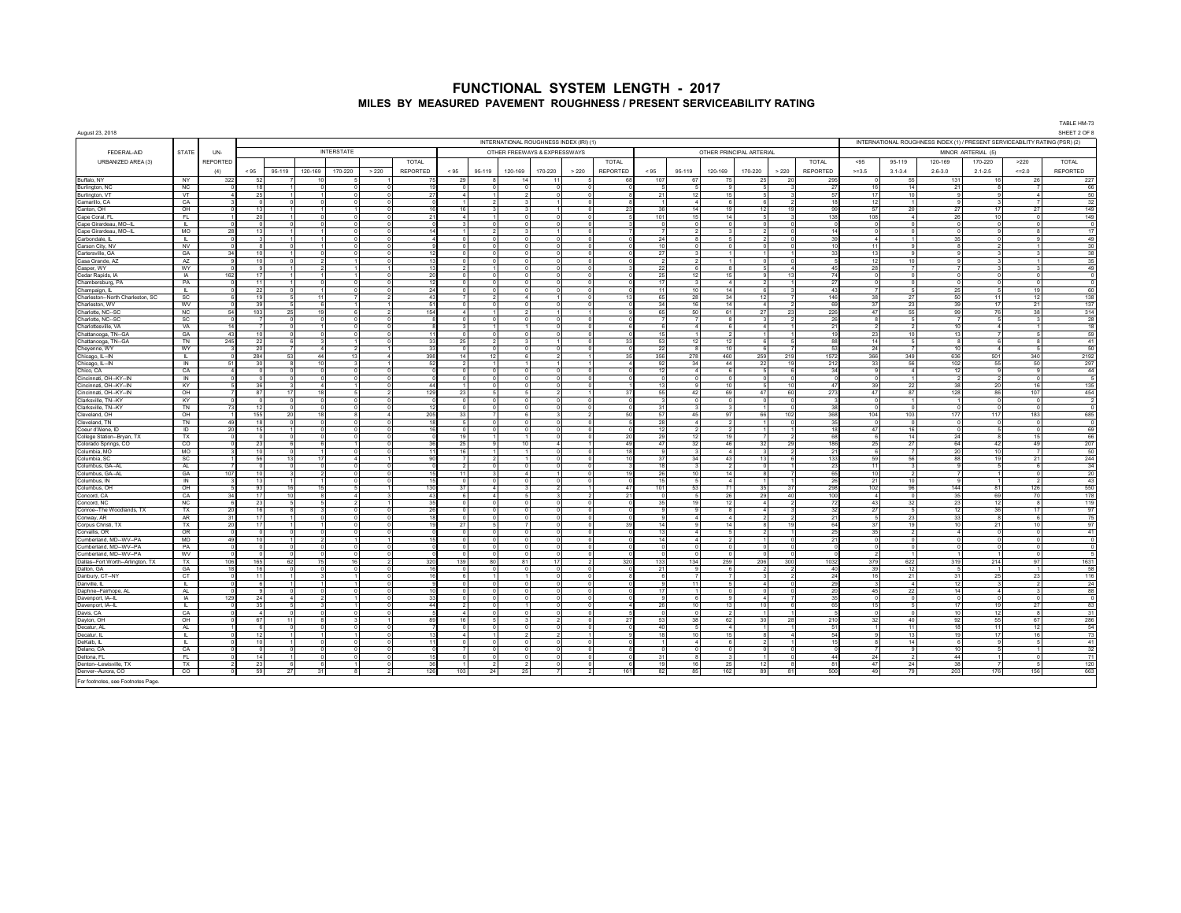# FUNCTIONAL SYSTEM LENGTH - 2017

## MILES BY MEASURED PAVEMENT ROUGHNESS / PRESENT SERVICEABILITY RATING

August 23, 2018

TABLE HM-73
SHEET 2 OF 8

| FEDERAL-AID URBANIZED AREA (3) | STATE | UN-REPORTED (4) | INTERNATIONAL ROUGHNESS INDEX (IRI) (1) | | | | | | | | | | | | | | | | | | INTERNATIONAL ROUGHNESS INDEX (1) / PRESENT SERVICEABILITY RATING (PSR) (2) | | | | | |
|---|---|---|---|---|---|---|---|---|---|---|---|---|---|---|---|---|---|---|---|---|---|---|---|---|---|---|
| | | | INTERSTATE | | | | | | OTHER FREEWAYS & EXPRESSWAYS | | | | | | OTHER PRINCIPAL ARTERIAL | | | | | | MINOR ARTERIAL (5) | | | | | |
| | | | < 95 | 95-119 | 120-169 | 170-220 | > 220 | TOTAL REPORTED | < 95 | 95-119 | 120-169 | 170-220 | > 220 | TOTAL REPORTED | < 95 | 95-119 | 120-169 | 170-220 | > 220 | TOTAL REPORTED | <95 >=3.5 | 95-119 3.1-3.4 | 120-169 2.6-3.0 | 170-220 2.1-2.5 | >220 <=2.0 | TOTAL REPORTED |
| Buffalo, NY | NY | 322 | 52 | 7 | 10 | 5 | 1 | 75 | 29 | 8 | 14 | 11 | 5 | 68 | 107 | 67 | 75 | 25 | 20 | 295 | 0 | 55 | 131 | 16 | 26 | 227 |
| Burlington, NC | NC | 0 | 18 | 1 | 0 | 0 | 0 | 19 | 0 | 0 | 0 | 0 | 0 | 0 | 5 | 5 | 9 | 5 | 3 | 27 | 16 | 14 | 21 | 8 | 7 | 66 |
| Burlington, VT | VT | 4 | 25 | 1 | 1 | 0 | 0 | 27 | 4 | 1 | 2 | 0 | 0 | 8 | 21 | 12 | 15 | 5 | 3 | 57 | 17 | 10 | 9 | 9 | 4 | 50 |
| Camarillo, CA | CA | 3 | 0 | 0 | 0 | 0 | 0 | 0 | 1 | 2 | 3 | 1 | 0 | 8 | 1 | 4 | 6 | 6 | 2 | 18 | 12 | 1 | 9 | 3 | 7 | 32 |
| Canton, OH | OH | 0 | 13 | 1 | 1 | 1 | 0 | 16 | 16 | 3 | 3 | 1 | 0 | 23 | 36 | 14 | 19 | 12 | 19 | 99 | 57 | 20 | 27 | 17 | 27 | 149 |
| Cape Coral, FL | FL | 1 | 20 | 1 | 0 | 0 | 0 | 21 | 4 | 1 | 0 | 0 | 0 | 5 | 101 | 15 | 14 | 5 | 3 | 138 | 108 | 4 | 26 | 10 | 0 | 149 |
| Cape Girardeau, MO--IL | IL | 0 | 0 | 0 | 0 | 0 | 0 | 0 | 3 | 0 | 0 | 0 | 0 | 3 | 0 | 0 | 0 | 0 | 0 | 0 | 0 | 0 | 0 | 0 | 0 | 0 |
| Cape Girardeau, MO--IL | MO | 28 | 13 | 1 | 1 | 0 | 0 | 14 | 0 | 2 | 3 | 1 | 0 | 7 | 7 | 2 | 3 | 2 | 0 | 14 | 0 | 0 | 0 | 9 | 8 | 17 |
| Carbondale, IL | IL | 0 | 3 | 1 | 1 | 0 | 0 | 4 | 0 | 0 | 0 | 0 | 0 | 0 | 24 | 8 | 5 | 2 | 0 | 39 | 4 | 1 | 35 | 0 | 9 | 49 |
| Carson City, NV | NV | 0 | 8 | 0 | 1 | 0 | 0 | 9 | 0 | 0 | 0 | 0 | 0 | 0 | 10 | 0 | 0 | 0 | 0 | 10 | 11 | 9 | 8 | 2 | 1 | 30 |
| Cartersville, GA | GA | 34 | 10 | 1 | 0 | 0 | 0 | 12 | 0 | 0 | 0 | 0 | 0 | 0 | 27 | 3 | 1 | 1 | 1 | 33 | 13 | 9 | 9 | 3 | 3 | 38 |
| Casa Grande, AZ | AZ | 9 | 10 | 0 | 2 | 1 | 0 | 13 | 0 | 0 | 0 | 0 | 0 | 0 | 2 | 2 | 1 | 0 | 0 | 5 | 12 | 10 | 9 | 3 | 1 | 35 |
| Casper, WY | WY | 0 | 9 | 1 | 2 | 1 | 1 | 13 | 2 | 1 | 0 | 0 | 0 | 3 | 22 | 6 | 8 | 5 | 4 | 45 | 28 | 7 | 7 | 3 | 3 | 49 |
| Cedar Rapids, IA | IA | 162 | 17 | 1 | 1 | 1 | 0 | 20 | 0 | 0 | 0 | 0 | 0 | 0 | 25 | 12 | 15 | 9 | 13 | 74 | 0 | 0 | 0 | 0 | 0 | 0 |
| Chambersburg, PA | PA | 0 | 11 | 1 | 0 | 0 | 0 | 12 | 0 | 0 | 0 | 0 | 0 | 0 | 17 | 3 | 4 | 2 | 1 | 27 | 0 | 0 | 0 | 0 | 0 | 0 |
| Champaign, IL | IL | 0 | 22 | 0 | 1 | 0 | 0 | 24 | 0 | 0 | 0 | 0 | 0 | 0 | 11 | 10 | 14 | 6 | 3 | 43 | 7 | 5 | 25 | 5 | 19 | 60 |
| Charleston--North Charleston, SC | SC | 6 | 19 | 5 | 11 | 7 | 2 | 43 | 7 | 2 | 4 | 1 | 0 | 13 | 65 | 28 | 34 | 12 | 7 | 146 | 38 | 27 | 50 | 11 | 12 | 138 |
| Charleston, WV | WV | 0 | 39 | 5 | 6 | 1 | 1 | 51 | 0 | 0 | 0 | 0 | 0 | 0 | 34 | 16 | 14 | 4 | 2 | 69 | 37 | 23 | 39 | 17 | 21 | 137 |
| Charlotte, NC--SC | NC | 54 | 103 | 25 | 19 | 6 | 2 | 154 | 4 | 1 | 2 | 1 | 1 | 9 | 65 | 50 | 61 | 27 | 23 | 226 | 47 | 55 | 99 | 76 | 38 | 314 |
| Charlotte, NC--SC | SC | 0 | 7 | 0 | 0 | 0 | 0 | 8 | 0 | 0 | 0 | 0 | 0 | 0 | 7 | 7 | 8 | 3 | 2 | 26 | 8 | 5 | 7 | 5 | 3 | 28 |
| Charlottesville, VA | VA | 14 | 7 | 0 | 1 | 0 | 0 | 8 | 3 | 1 | 1 | 0 | 0 | 6 | 6 | 4 | 6 | 4 | 1 | 21 | 2 | 2 | 10 | 4 | 1 | 18 |
| Chattanooga, TN--GA | GA | 43 | 10 | 0 | 0 | 0 | 0 | 11 | 0 | 0 | 0 | 0 | 0 | 0 | 15 | 1 | 2 | 1 | 1 | 19 | 23 | 10 | 13 | 7 | 5 | 59 |
| Chattanooga, TN--GA | TN | 245 | 22 | 6 | 3 | 1 | 0 | 33 | 25 | 2 | 3 | 1 | 0 | 33 | 53 | 12 | 12 | 6 | 5 | 88 | 14 | 5 | 8 | 6 | 8 | 41 |
| Cheyenne, WY | WY | 3 | 20 | 7 | 4 | 2 | 1 | 33 | 0 | 0 | 0 | 0 | 0 | 0 | 22 | 8 | 10 | 6 | 7 | 53 | 24 | 7 | 10 | 4 | 5 | 50 |
| Chicago, IL--IN | IL | 0 | 284 | 53 | 44 | 13 | 4 | 398 | 14 | 12 | 6 | 2 | 1 | 35 | 356 | 278 | 460 | 259 | 219 | 1572 | 366 | 349 | 636 | 501 | 340 | 2192 |
| Chicago, IL--IN | IN | 51 | 30 | 8 | 10 | 3 | 1 | 52 | 2 | 1 | 1 | 1 | 1 | 4 | 92 | 34 | 44 | 22 | 19 | 212 | 33 | 56 | 102 | 55 | 50 | 297 |
| Chico, CA | CA | 4 | 0 | 0 | 0 | 0 | 0 | 0 | 0 | 0 | 0 | 0 | 0 | 0 | 12 | 4 | 6 | 5 | 6 | 34 | 9 | 4 | 12 | 9 | 9 | 44 |
| Cincinnati, OH--KY--IN | IN | 0 | 0 | 0 | 0 | 0 | 0 | 0 | 0 | 0 | 0 | 0 | 0 | 0 | 0 | 0 | 0 | 0 | 0 | 0 | 0 | 1 | 2 | 2 | 0 | 5 |
| Cincinnati, OH--KY--IN | KY | 5 | 36 | 3 | 4 | 1 | 0 | 44 | 1 | 0 | 0 | 0 | 0 | 1 | 13 | 9 | 10 | 5 | 10 | 47 | 39 | 22 | 38 | 20 | 16 | 135 |
| Cincinnati, OH--KY--IN | OH | 7 | 87 | 17 | 18 | 5 | 2 | 129 | 23 | 5 | 5 | 2 | 1 | 37 | 55 | 42 | 69 | 47 | 60 | 273 | 47 | 87 | 128 | 86 | 107 | 454 |
| Clarksville, TN--KY | KY | 0 | 0 | 0 | 0 | 0 | 0 | 0 | 0 | 0 | 0 | 0 | 0 | 0 | 3 | 0 | 0 | 0 | 0 | 3 | 0 | 1 | 1 | 0 | 0 | 2 |
| Clarksville, TN--KY | TN | 73 | 12 | 0 | 0 | 0 | 0 | 12 | 0 | 0 | 0 | 0 | 0 | 0 | 31 | 3 | 3 | 1 | 0 | 38 | 0 | 0 | 0 | 0 | 0 | 0 |
| Cleveland, OH | OH | 1 | 155 | 20 | 18 | 8 | 4 | 205 | 33 | 7 | 6 | 3 | 2 | 50 | 57 | 45 | 97 | 66 | 102 | 368 | 104 | 103 | 177 | 117 | 183 | 685 |
| Cleveland, TN | TN | 49 | 18 | 0 | 0 | 0 | 0 | 18 | 5 | 0 | 0 | 0 | 0 | 5 | 28 | 4 | 2 | 1 | 0 | 35 | 0 | 0 | 0 | 0 | 0 | 0 |
| Coeur d'Alene, ID | ID | 20 | 15 | 1 | 0 | 0 | 0 | 16 | 0 | 0 | 0 | 0 | 0 | 0 | 12 | 2 | 2 | 1 | 1 | 18 | 47 | 16 | 0 | 5 | 0 | 69 |
| College Station--Bryan, TX | TX | 0 | 0 | 0 | 0 | 0 | 0 | 0 | 19 | 1 | 1 | 0 | 0 | 20 | 29 | 12 | 19 | 7 | 2 | 68 | 6 | 14 | 24 | 8 | 15 | 66 |
| Colorado Springs, CO | CO | 0 | 23 | 6 | 6 | 1 | 0 | 36 | 25 | 9 | 10 | 4 | 1 | 49 | 47 | 32 | 46 | 32 | 29 | 186 | 25 | 27 | 64 | 42 | 49 | 207 |
| Columbia, MO | MO | 3 | 10 | 0 | 1 | 0 | 0 | 11 | 16 | 1 | 1 | 0 | 0 | 18 | 9 | 3 | 4 | 3 | 2 | 21 | 6 | 7 | 20 | 10 | 7 | 50 |
| Columbia, SC | SC | 1 | 56 | 13 | 17 | 4 | 1 | 90 | 7 | 2 | 1 | 0 | 0 | 10 | 37 | 34 | 43 | 13 | 6 | 133 | 59 | 56 | 88 | 19 | 21 | 244 |
| Columbus, GA--AL | AL | 7 | 0 | 0 | 0 | 0 | 0 | 0 | 2 | 0 | 0 | 0 | 0 | 3 | 18 | 3 | 2 | 0 | 1 | 23 | 11 | 3 | 9 | 5 | 6 | 34 |
| Columbus, GA--AL | GA | 107 | 10 | 3 | 2 | 0 | 0 | 15 | 11 | 3 | 4 | 1 | 0 | 19 | 26 | 10 | 14 | 8 | 7 | 65 | 10 | 2 | 7 | 1 | 0 | 20 |
| Columbus, IN | IN | 3 | 13 | 1 | 1 | 0 | 0 | 15 | 0 | 0 | 0 | 0 | 0 | 0 | 15 | 5 | 4 | 1 | 1 | 26 | 21 | 10 | 9 | 1 | 2 | 43 |
| Columbus, OH | OH | 5 | 93 | 16 | 15 | 5 | 1 | 130 | 37 | 4 | 3 | 2 | 1 | 47 | 101 | 53 | 71 | 35 | 37 | 298 | 102 | 96 | 144 | 81 | 126 | 550 |
| Concord, CA | CA | 34 | 17 | 10 | 8 | 4 | 3 | 43 | 6 | 4 | 5 | 3 | 2 | 21 | 0 | 5 | 26 | 29 | 40 | 100 | 4 | 0 | 35 | 69 | 70 | 178 |
| Concord, NC | NC | 6 | 23 | 5 | 5 | 2 | 1 | 35 | 0 | 0 | 0 | 0 | 0 | 0 | 35 | 19 | 12 | 4 | 2 | 72 | 43 | 32 | 23 | 12 | 8 | 119 |
| Conroe--The Woodlands, TX | TX | 20 | 16 | 8 | 3 | 0 | 0 | 26 | 0 | 0 | 0 | 0 | 0 | 0 | 9 | 9 | 8 | 4 | 3 | 32 | 27 | 5 | 12 | 36 | 17 | 97 |
| Conway, AR | AR | 31 | 17 | 1 | 0 | 0 | 0 | 18 | 0 | 0 | 0 | 0 | 0 | 0 | 9 | 4 | 4 | 2 | 2 | 21 | 5 | 23 | 33 | 8 | 6 | 75 |
| Corpus Christi, TX | TX | 20 | 17 | 1 | 1 | 0 | 0 | 19 | 27 | 5 | 7 | 0 | 0 | 39 | 14 | 9 | 14 | 8 | 19 | 64 | 37 | 19 | 10 | 21 | 10 | 97 |
| Corvallis, OR | OR | 0 | 0 | 0 | 0 | 0 | 0 | 0 | 0 | 0 | 0 | 0 | 0 | 0 | 13 | 4 | 5 | 2 | 1 | 25 | 35 | 2 | 4 | 0 | 0 | 41 |
| Cumberland, MD--WV--PA | MD | 49 | 10 | 1 | 2 | 1 | 1 | 15 | 0 | 0 | 0 | 0 | 0 | 0 | 14 | 4 | 2 | 1 | 0 | 21 | 0 | 0 | 0 | 0 | 0 | 0 |
| Cumberland, MD--WV--PA | PA | 0 | 0 | 0 | 0 | 0 | 0 | 0 | 0 | 0 | 0 | 0 | 0 | 0 | 0 | 0 | 0 | 0 | 0 | 0 | 0 | 0 | 0 | 0 | 0 | 0 |
| Cumberland, MD--WV--PA | WV | 0 | 0 | 0 | 0 | 0 | 0 | 0 | 0 | 0 | 0 | 0 | 0 | 0 | 0 | 0 | 0 | 0 | 0 | 0 | 2 | 1 | 1 | 1 | 0 | 5 |
| Dallas--Fort Worth--Arlington, TX | TX | 106 | 165 | 62 | 75 | 16 | 2 | 320 | 139 | 80 | 81 | 17 | 2 | 320 | 133 | 134 | 259 | 206 | 300 | 1032 | 379 | 622 | 319 | 214 | 97 | 1631 |
| Dalton, GA | GA | 18 | 16 | 0 | 0 | 0 | 0 | 16 | 0 | 0 | 0 | 0 | 0 | 0 | 21 | 9 | 6 | 2 | 2 | 40 | 39 | 12 | 5 | 1 | 1 | 58 |
| Danbury, CT--NY | CT | 0 | 11 | 1 | 3 | 1 | 0 | 16 | 6 | 1 | 1 | 0 | 0 | 8 | 6 | 7 | 7 | 3 | 2 | 24 | 16 | 21 | 31 | 25 | 23 | 116 |
| Danville, IL | IL | 0 | 6 | 1 | 1 | 1 | 0 | 9 | 0 | 0 | 0 | 0 | 0 | 0 | 9 | 11 | 5 | 4 | 0 | 29 | 3 | 4 | 12 | 3 | 2 | 24 |
| Daphne--Fairhope, AL | AL | 0 | 9 | 0 | 0 | 0 | 0 | 10 | 0 | 0 | 0 | 0 | 0 | 0 | 17 | 1 | 0 | 0 | 0 | 20 | 45 | 22 | 14 | 4 | 3 | 88 |
| Davenport, IA--IL | IA | 129 | 24 | 4 | 2 | 1 | 0 | 33 | 0 | 0 | 0 | 0 | 0 | 0 | 9 | 6 | 9 | 4 | 7 | 35 | 0 | 0 | 0 | 0 | 0 | 0 |
| Davenport, IA--IL | IL | 0 | 35 | 5 | 3 | 1 | 0 | 44 | 2 | 0 | 1 | 0 | 0 | 4 | 26 | 10 | 13 | 10 | 6 | 65 | 15 | 5 | 17 | 19 | 27 | 83 |
| Davis, CA | CA | 0 | 4 | 0 | 0 | 0 | 0 | 5 | 4 | 0 | 0 | 0 | 0 | 5 | 0 | 0 | 2 | 1 | 1 | 5 | 0 | 0 | 10 | 12 | 8 | 31 |
| Dayton, OH | OH | 0 | 67 | 11 | 8 | 3 | 1 | 89 | 16 | 5 | 3 | 2 | 0 | 27 | 53 | 38 | 62 | 30 | 28 | 210 | 32 | 40 | 92 | 55 | 67 | 286 |
| Decatur, AL | AL | 1 | 6 | 0 | 0 | 0 | 0 | 7 | 0 | 0 | 0 | 0 | 0 | 0 | 40 | 5 | 4 | 1 | 1 | 51 | 1 | 11 | 18 | 11 | 12 | 54 |
| Decatur, IL | IL | 0 | 12 | 1 | 1 | 1 | 0 | 13 | 4 | 1 | 2 | 2 | 1 | 9 | 18 | 10 | 15 | 8 | 4 | 54 | 9 | 13 | 19 | 17 | 16 | 73 |
| DeKalb, IL | IL | 0 | 10 | 1 | 0 | 0 | 0 | 11 | 0 | 0 | 0 | 0 | 0 | 0 | 1 | 4 | 6 | 2 | 1 | 15 | 8 | 14 | 6 | 9 | 5 | 41 |
| Delano, CA | CA | 0 | 0 | 0 | 0 | 0 | 0 | 0 | 7 | 0 | 0 | 0 | 0 | 8 | 0 | 0 | 0 | 0 | 0 | 0 | 7 | 9 | 10 | 5 | 1 | 32 |
| Deltona, FL | FL | 0 | 14 | 1 | 0 | 0 | 0 | 15 | 0 | 0 | 0 | 0 | 0 | 0 | 31 | 8 | 3 | 1 | 0 | 44 | 24 | 2 | 44 | 1 | 0 | 71 |
| Denton--Lewisville, TX | TX | 2 | 23 | 6 | 6 | 1 | 0 | 36 | 1 | 2 | 2 | 0 | 0 | 6 | 19 | 16 | 25 | 12 | 8 | 81 | 47 | 24 | 38 | 7 | 5 | 120 |
| Denver--Aurora, CO | CO | 0 | 59 | 27 | 31 | 8 | 2 | 126 | 103 | 24 | 25 | 7 | 2 | 161 | 82 | 85 | 162 | 89 | 81 | 500 | 49 | 79 | 203 | 176 | 156 | 663 |

For footnotes, see Footnotes Page.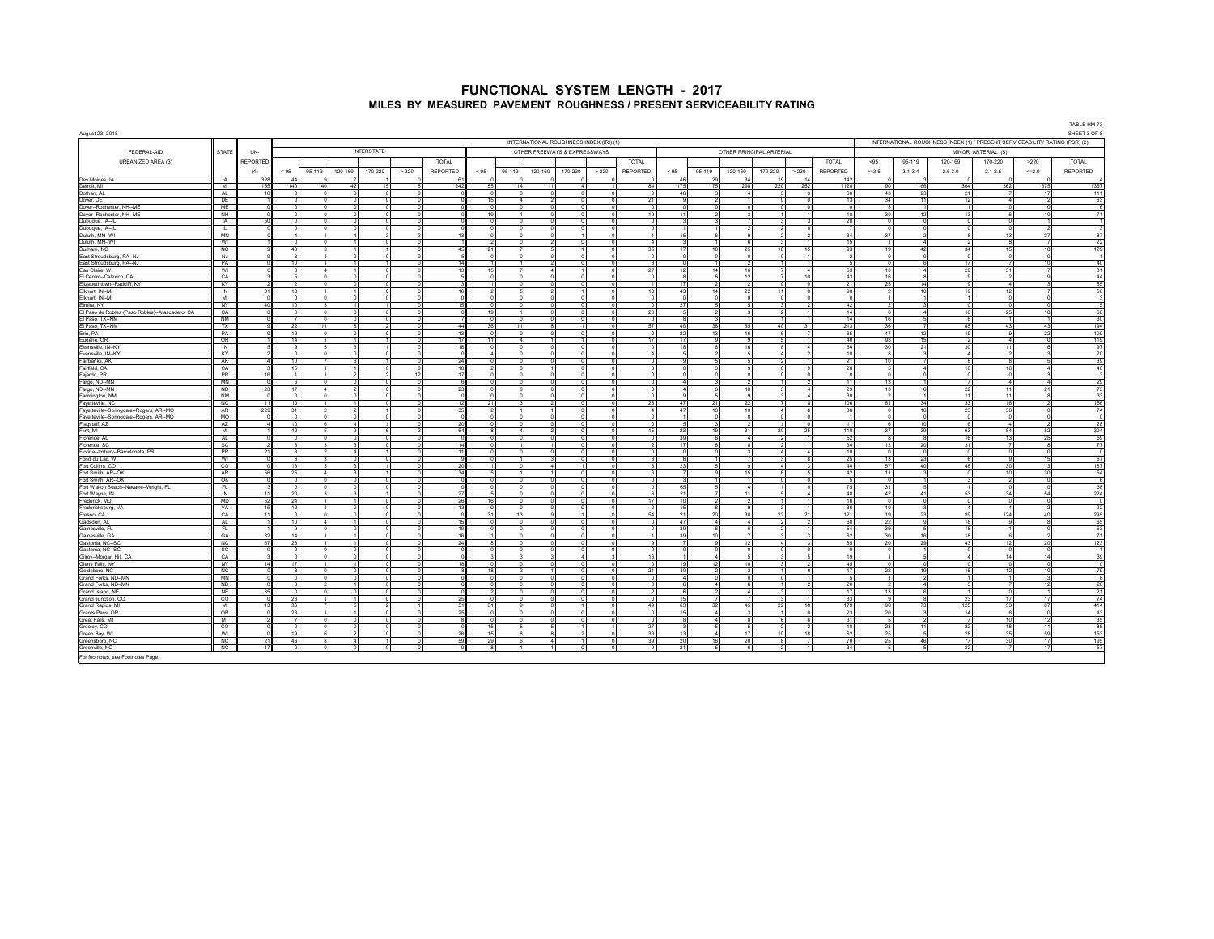# FUNCTIONAL SYSTEM LENGTH - 2017

## MILES BY MEASURED PAVEMENT ROUGHNESS / PRESENT SERVICEABILITY RATING

August 23, 2018

TABLE HM-73
SHEET 3 OF 8

| FEDERAL-AID URBANIZED AREA (3) | STATE | UN-REPORTED (4) | INTERNATIONAL ROUGHNESS INDEX (IRI) (1) | | | | | | | | | | | | | | | | | | INTERNATIONAL ROUGHNESS INDEX (1) / PRESENT SERVICEABILITY RATING (PSR) (2) | | | | | |
|---|---|---|---|---|---|---|---|---|---|---|---|---|---|---|---|---|---|---|---|---|---|---|---|---|---|---|
| | | | INTERSTATE | | | | | | OTHER FREEWAYS & EXPRESSWAYS | | | | | | OTHER PRINCIPAL ARTERIAL | | | | | | MINOR ARTERIAL (5) | | | | | |
| | | | < 95 | 95-119 | 120-169 | 170-220 | > 220 | TOTAL REPORTED | < 95 | 95-119 | 120-169 | 170-220 | > 220 | TOTAL REPORTED | < 95 | 95-119 | 120-169 | 170-220 | > 220 | TOTAL REPORTED | <95 >=3.5 | 95-119 3.1-3.4 | 120-169 2.6-3.0 | 170-220 2.1-2.5 | >220 <=2.0 | TOTAL REPORTED |
| Des Moines, IA | IA | 328 | 44 | 9 | 6 | 1 | 0 | 61 | 0 | 0 | 0 | 0 | 0 | 0 | 46 | 29 | 34 | 19 | 14 | 142 | 0 | 3 | 0 | 0 | 0 | 4 |
| Detroit, MI | MI | 155 | 140 | 40 | 42 | 15 | 5 | 242 | 55 | 14 | 11 | 4 | 1 | 84 | 175 | 175 | 298 | 220 | 252 | 1120 | 90 | 186 | 364 | 362 | 375 | 1357 |
| Dothan, AL | AL | 10 | 0 | 0 | 0 | 0 | 0 | 0 | 0 | 0 | 0 | 0 | 0 | 0 | 46 | 3 | 4 | 3 | 3 | 60 | 43 | 23 | 21 | 7 | 17 | 111 |
| Dover, DE | DE | 1 | 0 | 0 | 0 | 0 | 0 | 0 | 15 | 4 | 2 | 0 | 0 | 21 | 9 | 2 | 1 | 0 | 0 | 13 | 34 | 11 | 12 | 4 | 2 | 63 |
| Dover--Rochester, NH--ME | ME | 0 | 0 | 0 | 0 | 0 | 0 | 0 | 0 | 0 | 0 | 0 | 0 | 0 | 0 | 0 | 0 | 0 | 0 | 0 | 3 | 1 | 1 | 0 | 0 | 6 |
| Dover--Rochester, NH--ME | NH | 0 | 0 | 0 | 0 | 0 | 0 | 0 | 19 | 1 | 0 | 0 | 0 | 19 | 11 | 2 | 3 | 1 | 1 | 18 | 30 | 12 | 13 | 6 | 10 | 71 |
| Dubuque, IA--IL | IA | 50 | 0 | 0 | 0 | 0 | 0 | 0 | 0 | 0 | 0 | 0 | 0 | 0 | 3 | 3 | 7 | 3 | 3 | 20 | 0 | 0 | 0 | 0 | 1 | 1 |
| Dubuque, IA--IL | IL | 0 | 0 | 0 | 0 | 0 | 0 | 0 | 0 | 0 | 0 | 0 | 0 | 0 | 1 | 1 | 2 | 2 | 0 | 7 | 0 | 0 | 0 | 0 | 2 | 3 |
| Duluth, MN--WI | MN | 0 | 4 | 1 | 4 | 3 | 2 | 13 | 0 | 0 | 0 | 1 | 0 | 1 | 15 | 6 | 9 | 2 | 2 | 34 | 37 | 2 | 8 | 13 | 27 | 87 |
| Duluth, MN--WI | WI | 1 | 0 | 0 | 1 | 0 | 0 | 1 | 2 | 0 | 2 | 0 | 0 | 4 | 3 | 1 | 6 | 3 | 1 | 15 | 1 | 4 | 2 | 8 | 7 | 22 |
| Durham, NC | NC | 9 | 40 | 3 | 1 | 1 | 0 | 45 | 21 | 7 | 5 | 1 | 0 | 35 | 17 | 16 | 25 | 18 | 15 | 93 | 19 | 42 | 34 | 15 | 18 | 129 |
| East Stroudsburg, PA--NJ | NJ | 0 | 3 | 1 | 0 | 0 | 0 | 5 | 0 | 0 | 0 | 0 | 0 | 0 | 0 | 0 | 0 | 0 | 1 | 2 | 0 | 0 | 0 | 0 | 0 | 1 |
| East Stroudsburg, PA--NJ | PA | 0 | 10 | 1 | 1 | 1 | 0 | 14 | 1 | 1 | 2 | 0 | 0 | 3 | 0 | 1 | 2 | 1 | 1 | 5 | 0 | 6 | 17 | 7 | 10 | 40 |
| Eau Claire, WI | WI | 0 | 8 | 4 | 1 | 0 | 0 | 13 | 15 | 7 | 4 | 1 | 0 | 27 | 12 | 14 | 16 | 7 | 4 | 53 | 10 | 4 | 29 | 31 | 7 | 81 |
| El Centro--Calexico, CA | CA | 3 | 5 | 0 | 0 | 0 | 0 | 5 | 0 | 0 | 0 | 0 | 0 | 0 | 8 | 6 | 12 | 7 | 10 | 43 | 16 | 8 | 9 | 2 | 9 | 44 |
| Elizabethtown--Radcliff, KY | KY | 2 | 2 | 0 | 0 | 0 | 0 | 3 | 1 | 0 | 0 | 0 | 0 | 1 | 17 | 2 | 2 | 0 | 0 | 21 | 25 | 14 | 9 | 4 | 3 | 55 |
| Elkhart, IN--MI | IN | 31 | 13 | 1 | 1 | 0 | 0 | 16 | 2 | 5 | 2 | 1 | 0 | 10 | 43 | 14 | 22 | 11 | 8 | 98 | 2 | 10 | 19 | 12 | 7 | 50 |
| Elkhart, IN--MI | MI | 0 | 0 | 0 | 0 | 0 | 0 | 0 | 0 | 0 | 0 | 0 | 0 | 0 | 0 | 0 | 0 | 0 | 0 | 0 | 1 | 1 | 1 | 0 | 0 | 3 |
| Elmira, NY | NY | 40 | 10 | 3 | 1 | 1 | 0 | 15 | 0 | 0 | 0 | 0 | 0 | 0 | 27 | 5 | 5 | 3 | 2 | 42 | 2 | 3 | 0 | 0 | 0 | 5 |
| El Paso de Robles (Paso Robles)--Atascadero, CA | CA | 0 | 0 | 0 | 0 | 0 | 0 | 0 | 19 | 1 | 0 | 0 | 0 | 20 | 5 | 2 | 3 | 2 | 1 | 14 | 6 | 4 | 16 | 25 | 18 | 68 |
| El Paso, TX--NM | NM | 0 | 7 | 0 | 0 | 0 | 0 | 7 | 0 | 0 | 0 | 0 | 0 | 0 | 8 | 3 | 1 | 1 | 1 | 14 | 16 | 5 | 6 | 1 | 1 | 30 |
| El Paso, TX--NM | TX | 9 | 22 | 11 | 8 | 2 | 0 | 44 | 36 | 11 | 8 | 1 | 0 | 57 | 40 | 36 | 65 | 40 | 31 | 213 | 36 | 7 | 65 | 43 | 43 | 194 |
| Erie, PA | PA | 0 | 12 | 0 | 0 | 0 | 0 | 13 | 0 | 0 | 0 | 0 | 0 | 0 | 22 | 13 | 16 | 6 | 7 | 65 | 47 | 12 | 19 | 9 | 22 | 109 |
| Eugene, OR | OR | 1 | 14 | 1 | 1 | 1 | 0 | 17 | 11 | 4 | 1 | 1 | 0 | 17 | 17 | 9 | 9 | 5 | 1 | 40 | 98 | 15 | 2 | 4 | 0 | 119 |
| Evansville, IN--KY | IN | 5 | 9 | 5 | 3 | 1 | 0 | 18 | 0 | 0 | 0 | 0 | 0 | 0 | 18 | 8 | 16 | 8 | 4 | 54 | 30 | 21 | 30 | 11 | 6 | 97 |
| Evansville, IN--KY | KY | 2 | 0 | 0 | 0 | 0 | 0 | 0 | 4 | 0 | 0 | 0 | 0 | 4 | 5 | 2 | 5 | 4 | 2 | 18 | 8 | 3 | 4 | 2 | 3 | 20 |
| Fairbanks, AK | AK | 4 | 10 | 7 | 6 | 1 | 0 | 24 | 0 | 0 | 0 | 0 | 0 | 0 | 9 | 5 | 5 | 2 | 1 | 21 | 10 | 7 | 8 | 8 | 5 | 39 |
| Fairfield, CA | CA | 3 | 15 | 1 | 1 | 0 | 0 | 18 | 2 | 0 | 1 | 0 | 0 | 3 | 0 | 3 | 9 | 6 | 9 | 28 | 5 | 4 | 10 | 16 | 4 | 40 |
| Fajardo, PR | PR | 16 | 1 | 1 | 2 | 2 | 12 | 17 | 0 | 0 | 0 | 0 | 0 | 0 | 0 | 0 | 0 | 0 | 0 | 0 | 0 | 0 | 0 | 0 | 3 | 3 |
| Fargo, ND--MN | MN | 0 | 6 | 0 | 0 | 0 | 0 | 6 | 0 | 0 | 0 | 0 | 0 | 0 | 4 | 3 | 2 | 1 | 2 | 11 | 13 | 1 | 7 | 4 | 4 | 29 |
| Fargo, ND--MN | ND | 23 | 17 | 4 | 2 | 0 | 0 | 23 | 0 | 0 | 0 | 0 | 0 | 0 | 4 | 6 | 10 | 5 | 4 | 29 | 13 | 6 | 22 | 11 | 21 | 73 |
| Farmington, NM | NM | 0 | 0 | 0 | 0 | 0 | 0 | 0 | 0 | 0 | 0 | 0 | 0 | 0 | 9 | 5 | 9 | 3 | 4 | 30 | 2 | 1 | 11 | 11 | 8 | 33 |
| Fayetteville, NC | NC | 11 | 10 | 1 | 1 | 0 | 0 | 12 | 21 | 3 | 2 | 0 | 0 | 26 | 47 | 21 | 22 | 7 | 8 | 106 | 61 | 34 | 33 | 16 | 12 | 156 |
| Fayetteville--Springdale--Rogers, AR--MO | AR | 229 | 31 | 2 | 2 | 1 | 0 | 35 | 2 | 1 | 1 | 0 | 0 | 4 | 47 | 18 | 10 | 4 | 6 | 86 | 0 | 16 | 23 | 36 | 0 | 74 |
| Fayetteville--Springdale--Rogers, AR--MO | MO | 0 | 0 | 0 | 0 | 0 | 0 | 0 | 0 | 0 | 0 | 0 | 0 | 0 | 1 | 0 | 0 | 0 | 0 | 1 | 0 | 0 | 0 | 0 | 0 | 0 |
| Flagstaff, AZ | AZ | 4 | 10 | 6 | 4 | 1 | 0 | 20 | 0 | 0 | 0 | 0 | 0 | 0 | 5 | 3 | 2 | 1 | 0 | 11 | 6 | 10 | 6 | 4 | 2 | 28 |
| Flint, MI | MI | 1 | 42 | 5 | 9 | 6 | 2 | 64 | 8 | 4 | 2 | 0 | 0 | 15 | 23 | 19 | 31 | 20 | 25 | 118 | 37 | 39 | 63 | 84 | 82 | 304 |
| Florence, AL | AL | 0 | 0 | 0 | 0 | 0 | 0 | 0 | 0 | 0 | 0 | 0 | 0 | 0 | 39 | 6 | 4 | 2 | 1 | 52 | 8 | 8 | 16 | 13 | 25 | 69 |
| Florence, SC | SC | 2 | 8 | 3 | 3 | 0 | 0 | 14 | 0 | 1 | 1 | 0 | 0 | 2 | 17 | 6 | 8 | 2 | 1 | 34 | 12 | 20 | 31 | 7 | 8 | 77 |
| Florida--Imbery--Barceloneta, PR | PR | 21 | 3 | 2 | 4 | 1 | 0 | 11 | 0 | 0 | 0 | 0 | 0 | 0 | 0 | 0 | 3 | 4 | 4 | 10 | 0 | 0 | 0 | 0 | 0 | 0 |
| Fond du Lac, WI | WI | 0 | 6 | 3 | 0 | 0 | 0 | 9 | 0 | 1 | 3 | 0 | 0 | 3 | 6 | 1 | 7 | 3 | 8 | 25 | 13 | 23 | 6 | 9 | 15 | 67 |
| Fort Collins, CO | CO | 0 | 13 | 3 | 3 | 1 | 0 | 20 | 1 | 0 | 4 | 1 | 0 | 6 | 23 | 5 | 9 | 4 | 3 | 44 | 57 | 40 | 48 | 30 | 13 | 187 |
| Fort Smith, AR--OK | AR | 56 | 25 | 4 | 3 | 1 | 0 | 34 | 5 | 1 | 1 | 0 | 0 | 8 | 7 | 9 | 15 | 6 | 5 | 42 | 11 | 3 | 0 | 10 | 30 | 54 |
| Fort Smith, AR--OK | OK | 0 | 0 | 0 | 0 | 0 | 0 | 0 | 0 | 0 | 0 | 0 | 0 | 0 | 3 | 1 | 1 | 0 | 0 | 5 | 0 | 1 | 3 | 2 | 0 | 6 |
| Fort Walton Beach--Navarre--Wright, FL | FL | 3 | 0 | 0 | 0 | 0 | 0 | 0 | 0 | 0 | 0 | 0 | 0 | 0 | 65 | 5 | 4 | 1 | 0 | 75 | 31 | 5 | 1 | 0 | 0 | 38 |
| Fort Wayne, IN | IN | 11 | 20 | 3 | 3 | 1 | 0 | 27 | 5 | 0 | 0 | 0 | 0 | 6 | 21 | 7 | 11 | 5 | 4 | 48 | 42 | 41 | 53 | 34 | 54 | 224 |
| Frederick, MD | MD | 52 | 24 | 1 | 1 | 0 | 0 | 26 | 16 | 0 | 0 | 0 | 0 | 17 | 10 | 2 | 2 | 1 | 1 | 16 | 0 | 0 | 0 | 0 | 0 | 0 |
| Fredericksburg, VA | VA | 15 | 12 | 1 | 0 | 0 | 0 | 13 | 0 | 0 | 0 | 0 | 0 | 0 | 15 | 8 | 9 | 3 | 1 | 36 | 10 | 3 | 4 | 4 | 2 | 22 |
| Fresno, CA | CA | 11 | 0 | 0 | 0 | 0 | 0 | 0 | 31 | 13 | 9 | 1 | 0 | 54 | 21 | 20 | 38 | 22 | 21 | 121 | 19 | 23 | 89 | 124 | 40 | 295 |
| Gadsden, AL | AL | 1 | 10 | 4 | 1 | 0 | 0 | 15 | 0 | 0 | 0 | 0 | 0 | 0 | 47 | 4 | 4 | 2 | 2 | 60 | 22 | 9 | 18 | 9 | 8 | 65 |
| Gainesville, FL | FL | 1 | 9 | 0 | 0 | 0 | 0 | 10 | 0 | 0 | 0 | 0 | 0 | 0 | 39 | 6 | 6 | 2 | 1 | 54 | 39 | 5 | 18 | 1 | 0 | 63 |
| Gainesville, GA | GA | 32 | 14 | 1 | 1 | 0 | 0 | 16 | 1 | 0 | 0 | 0 | 0 | 1 | 39 | 10 | 7 | 3 | 3 | 62 | 30 | 16 | 18 | 6 | 2 | 71 |
| Gastonia, NC--SC | NC | 67 | 23 | 1 | 1 | 0 | 0 | 24 | 8 | 0 | 0 | 0 | 0 | 9 | 7 | 9 | 12 | 4 | 3 | 35 | 20 | 29 | 43 | 12 | 20 | 123 |
| Gastonia, NC--SC | SC | 0 | 0 | 0 | 0 | 0 | 0 | 0 | 0 | 0 | 0 | 0 | 0 | 0 | 0 | 0 | 0 | 0 | 0 | 0 | 0 | 1 | 0 | 0 | 0 | 1 |
| Gilroy--Morgan Hill, CA | CA | 3 | 0 | 0 | 0 | 0 | 0 | 0 | 3 | 3 | 3 | 4 | 3 | 16 | 1 | 4 | 5 | 3 | 5 | 19 | 1 | 5 | 4 | 14 | 14 | 39 |
| Glens Falls, NY | NY | 14 | 17 | 1 | 1 | 0 | 0 | 18 | 0 | 0 | 0 | 0 | 0 | 0 | 19 | 12 | 10 | 3 | 2 | 45 | 0 | 0 | 0 | 0 | 0 | 0 |
| Goldsboro, NC | NC | 0 | 8 | 0 | 0 | 0 | 0 | 8 | 18 | 2 | 1 | 0 | 0 | 21 | 10 | 2 | 3 | 1 | 0 | 17 | 22 | 19 | 16 | 12 | 10 | 79 |
| Grand Forks, ND--MN | MN | 0 | 0 | 0 | 0 | 0 | 0 | 0 | 0 | 0 | 0 | 0 | 0 | 0 | 4 | 0 | 0 | 0 | 1 | 5 | 1 | 2 | 1 | 1 | 3 | 8 |
| Grand Forks, ND--MN | ND | 8 | 3 | 2 | 1 | 0 | 0 | 6 | 0 | 0 | 0 | 0 | 0 | 0 | 6 | 4 | 6 | 1 | 2 | 20 | 2 | 4 | 3 | 7 | 12 | 28 |
| Grand Island, NE | NE | 35 | 0 | 0 | 0 | 0 | 0 | 0 | 2 | 0 | 0 | 0 | 0 | 2 | 6 | 2 | 4 | 3 | 1 | 17 | 13 | 6 | 1 | 0 | 1 | 21 |
| Grand Junction, CO | CO | 0 | 23 | 1 | 1 | 0 | 0 | 25 | 0 | 0 | 0 | 0 | 0 | 0 | 15 | 7 | 7 | 3 | 1 | 33 | 9 | 8 | 23 | 17 | 17 | 74 |
| Grand Rapids, MI | MI | 13 | 38 | 7 | 5 | 2 | 1 | 51 | 31 | 9 | 8 | 1 | 0 | 49 | 63 | 32 | 45 | 22 | 18 | 179 | 96 | 73 | 125 | 53 | 67 | 414 |
| Grants Pass, OR | OR | 0 | 23 | 1 | 1 | 0 | 0 | 25 | 0 | 0 | 0 | 0 | 0 | 0 | 19 | 4 | 3 | 1 | 0 | 23 | 20 | 3 | 14 | 6 | 0 | 43 |
| Great Falls, MT | MT | 2 | 7 | 0 | 0 | 0 | 0 | 8 | 0 | 0 | 0 | 0 | 0 | 0 | 8 | 4 | 8 | 6 | 6 | 31 | 5 | 2 | 7 | 10 | 12 | 35 |
| Greeley, CO | CO | 0 | 0 | 0 | 0 | 0 | 0 | 0 | 15 | 5 | 5 | 1 | 1 | 27 | 3 | 5 | 5 | 2 | 2 | 18 | 23 | 11 | 22 | 18 | 11 | 85 |
| Green Bay, WI | WI | 0 | 19 | 6 | 2 | 0 | 0 | 26 | 15 | 8 | 8 | 2 | 0 | 33 | 13 | 4 | 17 | 10 | 18 | 62 | 25 | 5 | 28 | 35 | 59 | 153 |
| Greensboro, NC | NC | 21 | 46 | 8 | 4 | 1 | 0 | 59 | 29 | 6 | 4 | 1 | 0 | 39 | 20 | 16 | 20 | 8 | 7 | 70 | 25 | 46 | 77 | 30 | 17 | 195 |
| Greenville, NC | NC | 17 | 0 | 0 | 0 | 0 | 0 | 0 | 8 | 1 | 1 | 0 | 0 | 9 | 21 | 5 | 6 | 2 | 1 | 34 | 5 | 5 | 22 | 7 | 17 | 57 |

For footnotes, see Footnotes Page.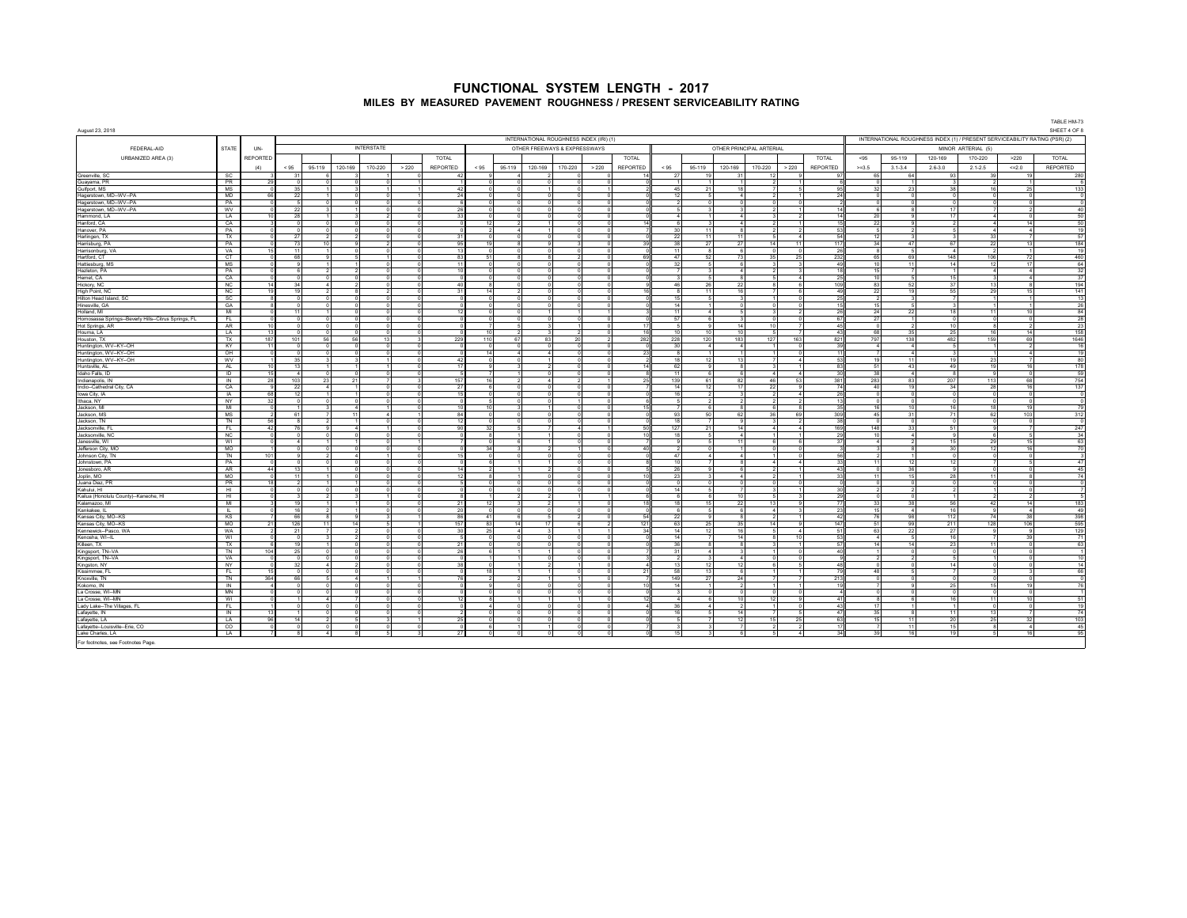# FUNCTIONAL SYSTEM LENGTH - 2017

## MILES BY MEASURED PAVEMENT ROUGHNESS / PRESENT SERVICEABILITY RATING

August 3, 2018

TABLE HM-73

SHEET 4 OF 8

| FEDERAL-AID URBANIZED AREA (3) | STATE | UN-REPORTED (4) | INTERNATIONAL ROUGHNESS INDEX (IRI) (1) | | | | | | | | | | | | | | | | | | INTERNATIONAL ROUGHNESS INDEX (1) / PRESENT SERVICEABILITY RATING (PSR) (2) | | | | | |
|---|---|---|---|---|---|---|---|---|---|---|---|---|---|---|---|---|---|---|---|---|---|---|---|---|---|---|
| | | | INTERSTATE | | | | | | OTHER FREEWAYS & EXPRESSWAYS | | | | | | OTHER PRINCIPAL ARTERIAL | | | | | | MINOR ARTERIAL (5) | | | | | |
| | | | < 95 | 95-119 | 120-169 | 170-220 | > 220 | TOTAL REPORTED | < 95 | 95-119 | 120-169 | 170-220 | > 220 | TOTAL REPORTED | < 95 | 95-119 | 120-169 | 170-220 | > 220 | TOTAL REPORTED | <95 >=3.5 | 95-119 3.1-3.4 | 120-169 2.6-3.0 | 170-220 2.1-2.5 | >220 <=2.0 | TOTAL REPORTED |
| Greenville, SC | SC | 3 | 31 | 4 | 6 | 1 | 0 | 42 | 9 | 4 | 1 | 0 | 0 | 14 | 27 | 19 | 31 | 12 | 9 | 97 | 65 | 64 | 93 | 39 | 19 | 280 |
| Guayama, PR | PR | 29 | 0 | 0 | 0 | 0 | 0 | 1 | 0 | 0 | 0 | 0 | 0 | 0 | 1 | 1 | 1 | 2 | 1 | 6 | 0 | 1 | 3 | 2 | 1 | 6 |
| Gulfport, MS | MS | 0 | 35 | 1 | 3 | 1 | 1 | 42 | 0 | 0 | 1 | 0 | 1 | 2 | 45 | 21 | 18 | 7 | 5 | 95 | 32 | 23 | 38 | 16 | 25 | 133 |
| Hagerstown, MD--WV--PA | MD | 68 | 22 | 1 | 0 | 1 | 1 | 24 | 0 | 0 | 0 | 0 | 0 | 0 | 12 | 5 | 4 | 2 | 1 | 24 | 0 | 0 | 0 | 0 | 0 | 0 |
| Hagerstown, MD--WV--PA | PA | 0 | 5 | 0 | 0 | 0 | 0 | 6 | 0 | 0 | 0 | 0 | 0 | 0 | 2 | 0 | 0 | 0 | 0 | 2 | 0 | 0 | 0 | 0 | 0 | 0 |
| Hagerstown, MD--WV--PA | WV | 0 | 22 | 3 | 1 | 0 | 0 | 26 | 0 | 0 | 0 | 0 | 0 | 0 | 5 | 3 | 3 | 2 | 1 | 14 | 6 | 8 | 17 | 7 | 2 | 40 |
| Hammond, LA | LA | 10 | 28 | 1 | 3 | 2 | 0 | 33 | 0 | 0 | 0 | 0 | 0 | 0 | 4 | 1 | 4 | 3 | 2 | 14 | 20 | 9 | 17 | 4 | 0 | 50 |
| Hanford, CA | CA | 3 | 0 | 0 | 0 | 0 | 0 | 0 | 12 | 2 | 1 | 0 | 0 | 14 | 6 | 3 | 4 | 2 | 1 | 15 | 22 | 9 | 2 | 4 | 14 | 50 |
| Hanover, PA | PA | 0 | 0 | 0 | 0 | 0 | 0 | 0 | 2 | 4 | 1 | 0 | 0 | 7 | 30 | 11 | 8 | 2 | 2 | 53 | 5 | 2 | 5 | 4 | 4 | 19 |
| Harlingen, TX | TX | 0 | 27 | 2 | 2 | 0 | 0 | 31 | 0 | 0 | 0 | 0 | 0 | 0 | 22 | 11 | 11 | 5 | 4 | 54 | 12 | 3 | 3 | 33 | 7 | 57 |
| Harrisburg, PA | PA | 0 | 73 | 10 | 9 | 2 | 0 | 95 | 19 | 8 | 9 | 3 | 0 | 39 | 38 | 27 | 27 | 14 | 11 | 117 | 34 | 47 | 67 | 22 | 13 | 184 |
| Harrisonburg, VA | VA | 15 | 11 | 1 | 0 | 0 | 0 | 13 | 0 | 0 | 0 | 0 | 0 | 0 | 11 | 8 | 6 | 0 | 0 | 26 | 8 | 5 | 4 | 2 | 1 | 19 |
| Hartford, CT | CT | 0 | 68 | 9 | 5 | 1 | 0 | 83 | 51 | 8 | 8 | 2 | 0 | 69 | 47 | 52 | 73 | 35 | 25 | 232 | 65 | 69 | 148 | 106 | 72 | 460 |
| Hattiesburg, MS | MS | 0 | 9 | 1 | 1 | 0 | 0 | 11 | 0 | 0 | 0 | 0 | 0 | 0 | 32 | 5 | 6 | 3 | 3 | 49 | 10 | 11 | 14 | 12 | 17 | 64 |
| Hazleton, PA | PA | 0 | 6 | 2 | 2 | 0 | 0 | 10 | 0 | 0 | 0 | 0 | 0 | 0 | 7 | 3 | 4 | 2 | 3 | 18 | 15 | 7 | 1 | 4 | 4 | 32 |
| Hemet, CA | CA | 0 | 0 | 0 | 0 | 0 | 0 | 0 | 0 | 0 | 0 | 0 | 0 | 0 | 3 | 5 | 8 | 5 | 4 | 25 | 10 | 5 | 15 | 3 | 4 | 37 |
| Hickory, NC | NC | 14 | 34 | 4 | 2 | 0 | 0 | 40 | 8 | 0 | 0 | 0 | 0 | 8 | 46 | 26 | 22 | 8 | 6 | 109 | 83 | 52 | 37 | 13 | 8 | 194 |
| High Point, NC | NC | 19 | 19 | 2 | 8 | 2 | 0 | 31 | 14 | 2 | 0 | 0 | 0 | 16 | 8 | 11 | 16 | 7 | 6 | 49 | 22 | 19 | 55 | 29 | 15 | 141 |
| Hilton Head Island, SC | SC | 8 | 0 | 0 | 0 | 0 | 0 | 0 | 0 | 0 | 0 | 0 | 0 | 0 | 15 | 5 | 3 | 1 | 0 | 25 | 2 | 3 | 7 | 1 | 1 | 13 |
| Hinesville, GA | GA | 8 | 0 | 0 | 0 | 0 | 0 | 0 | 0 | 0 | 0 | 0 | 0 | 0 | 14 | 1 | 0 | 0 | 0 | 15 | 15 | 5 | 3 | 1 | 1 | 26 |
| Holland, MI | MI | 0 | 11 | 1 | 0 | 0 | 0 | 12 | 0 | 0 | 1 | 1 | 1 | 3 | 11 | 4 | 5 | 3 | 2 | 26 | 24 | 22 | 18 | 11 | 10 | 84 |
| Homosassa Springs--Beverly Hills--Citrus Springs, FL | FL | 0 | 0 | 0 | 0 | 0 | 0 | 0 | 0 | 0 | 0 | 0 | 0 | 0 | 57 | 6 | 3 | 0 | 0 | 66 | 27 | 1 | 0 | 0 | 0 | 28 |
| Hot Springs, AR | AR | 10 | 0 | 0 | 0 | 0 | 0 | 0 | 7 | 5 | 3 | 1 | 0 | 17 | 5 | 9 | 14 | 10 | 7 | 45 | 0 | 2 | 10 | 8 | 2 | 23 |
| Houma, LA | LA | 13 | 0 | 0 | 0 | 0 | 0 | 0 | 10 | 2 | 3 | 2 | 0 | 16 | 10 | 10 | 10 | 5 | 7 | 43 | 68 | 35 | 25 | 16 | 14 | 158 |
| Houston, TX | TX | 187 | 101 | 56 | 56 | 13 | 3 | 229 | 110 | 67 | 83 | 20 | 2 | 282 | 228 | 120 | 183 | 127 | 163 | 821 | 797 | 139 | 482 | 159 | 69 | 1646 |
| Huntington, WV--KY--OH | KY | 11 | 0 | 0 | 0 | 0 | 0 | 0 | 0 | 0 | 0 | 0 | 0 | 0 | 30 | 4 | 4 | 1 | 0 | 39 | 4 | 4 | 5 | 1 | 2 | 16 |
| Huntington, WV--KY--OH | OH | 0 | 0 | 0 | 0 | 0 | 0 | 0 | 14 | 4 | 4 | 0 | 0 | 23 | 8 | 1 | 1 | 1 | 0 | 11 | 7 | 4 | 3 | 1 | 4 | 19 |
| Huntington, WV--KY--OH | WV | 1 | 35 | 3 | 3 | 1 | 0 | 42 | 0 | 0 | 1 | 0 | 0 | 2 | 18 | 12 | 13 | 7 | 4 | 53 | 19 | 11 | 19 | 23 | 7 | 80 |
| Huntsville, AL | AL | 10 | 13 | 1 | 1 | 1 | 0 | 17 | 9 | 3 | 2 | 0 | 0 | 14 | 62 | 9 | 8 | 3 | 1 | 83 | 51 | 43 | 49 | 19 | 16 | 178 |
| Idaho Falls, ID | ID | 15 | 4 | 0 | 0 | 0 | 0 | 5 | 7 | 1 | 0 | 0 | 0 | 8 | 11 | 6 | 8 | 4 | 4 | 30 | 38 | 4 | 8 | 9 | 0 | 59 |
| Indianapolis, IN | IN | 28 | 103 | 23 | 21 | 7 | 3 | 157 | 16 | 2 | 4 | 2 | 1 | 25 | 139 | 61 | 82 | 46 | 53 | 381 | 283 | 83 | 207 | 113 | 68 | 754 |
| Indio--Cathedral City, CA | CA | 9 | 22 | 4 | 1 | 0 | 0 | 27 | 6 | 0 | 0 | 0 | 0 | 7 | 14 | 12 | 17 | 22 | 9 | 74 | 40 | 19 | 34 | 28 | 16 | 137 |
| Iowa City, IA | IA | 68 | 12 | 1 | 1 | 0 | 0 | 15 | 0 | 0 | 0 | 0 | 0 | 0 | 16 | 2 | 3 | 2 | 4 | 26 | 0 | 0 | 0 | 0 | 0 | 0 |
| Ithaca, NY | NY | 32 | 0 | 0 | 0 | 0 | 0 | 0 | 5 | 0 | 0 | 1 | 0 | 6 | 5 | 2 | 2 | 2 | 2 | 13 | 0 | 0 | 0 | 0 | 0 | 0 |
| Jackson, MI | MI | 0 | 1 | 3 | 4 | 1 | 0 | 10 | 10 | 3 | 1 | 0 | 0 | 15 | 7 | 6 | 8 | 6 | 8 | 35 | 16 | 10 | 16 | 18 | 19 | 79 |
| Jackson, MS | MS | 2 | 61 | 7 | 11 | 4 | 1 | 84 | 0 | 0 | 0 | 0 | 0 | 0 | 93 | 50 | 62 | 36 | 69 | 309 | 45 | 31 | 71 | 62 | 103 | 312 |
| Jackson, TN | TN | 56 | 8 | 2 | 1 | 0 | 0 | 12 | 0 | 0 | 0 | 0 | 0 | 0 | 18 | 7 | 9 | 3 | 2 | 38 | 0 | 0 | 0 | 0 | 0 | 0 |
| Jacksonville, FL | FL | 42 | 76 | 9 | 4 | 1 | 0 | 90 | 32 | 5 | 7 | 4 | 1 | 50 | 127 | 21 | 14 | 4 | 4 | 169 | 148 | 33 | 51 | 9 | 7 | 247 |
| Jacksonville, NC | NC | 0 | 0 | 0 | 0 | 0 | 0 | 0 | 8 | 1 | 1 | 0 | 0 | 10 | 18 | 5 | 4 | 1 | 1 | 29 | 10 | 4 | 9 | 6 | 5 | 34 |
| Janesville, WI | WI | 0 | 4 | 1 | 1 | 0 | 1 | 7 | 0 | 6 | 1 | 0 | 0 | 7 | 9 | 5 | 11 | 6 | 6 | 37 | 4 | 2 | 15 | 29 | 15 | 63 |
| Jefferson City, MO | MO | 1 | 0 | 0 | 0 | 0 | 0 | 0 | 34 | 3 | 2 | 1 | 0 | 40 | 2 | 0 | 1 | 0 | 0 | 3 | 3 | 8 | 30 | 12 | 16 | 70 |
| Johnson City, TN | TN | 101 | 9 | 2 | 4 | 1 | 0 | 15 | 0 | 0 | 0 | 0 | 0 | 0 | 47 | 4 | 4 | 1 | 0 | 56 | 2 | 1 | 0 | 0 | 0 | 3 |
| Johnstown, PA | PA | 0 | 0 | 0 | 0 | 0 | 0 | 0 | 6 | 1 | 1 | 0 | 0 | 8 | 10 | 7 | 8 | 4 | 4 | 33 | 11 | 12 | 12 | 7 | 5 | 47 |
| Jonesboro, AR | AR | 44 | 13 | 1 | 0 | 0 | 0 | 14 | 2 | 1 | 2 | 0 | 0 | 5 | 28 | 9 | 8 | 2 | 1 | 43 | 0 | 36 | 9 | 0 | 0 | 45 |
| Joplin, MO | MO | 0 | 11 | 1 | 0 | 0 | 0 | 12 | 8 | 1 | 0 | 0 | 0 | 10 | 23 | 3 | 4 | 2 | 1 | 33 | 11 | 15 | 28 | 11 | 8 | 74 |
| Juana Díaz, PR | PR | 18 | 2 | 1 | 1 | 0 | 0 | 5 | 0 | 0 | 0 | 0 | 0 | 0 | 0 | 0 | 0 | 0 | 0 | 0 | 0 | 0 | 0 | 0 | 0 | 0 |
| Kahului, HI | HI | 0 | 0 | 0 | 0 | 0 | 0 | 0 | 0 | 0 | 0 | 0 | 0 | 0 | 14 | 5 | 7 | 3 | 1 | 30 | 2 | 2 | 2 | 1 | 0 | 7 |
| Kailua (Honolulu County)--Kaneohe, HI | HI | 0 | 3 | 2 | 3 | 1 | 0 | 8 | 1 | 2 | 2 | 1 | 1 | 6 | 6 | 6 | 10 | 5 | 3 | 29 | 0 | 0 | 1 | 2 | 2 | 5 |
| Kalamazoo, MI | MI | 3 | 19 | 1 | 1 | 0 | 0 | 21 | 12 | 3 | 2 | 1 | 0 | 18 | 18 | 15 | 22 | 13 | 9 | 77 | 33 | 38 | 56 | 42 | 14 | 183 |
| Kankakee, IL | IL | 0 | 16 | 2 | 1 | 0 | 0 | 20 | 0 | 0 | 0 | 0 | 0 | 0 | 6 | 5 | 6 | 4 | 3 | 23 | 15 | 4 | 16 | 9 | 4 | 49 |
| Kansas City, MO--KS | KS | 7 | 66 | 8 | 9 | 3 | 1 | 86 | 41 | 6 | 5 | 2 | 0 | 54 | 22 | 9 | 8 | 2 | 1 | 42 | 76 | 96 | 112 | 74 | 38 | 398 |
| Kansas City, MO--KS | MO | 21 | 126 | 11 | 14 | 5 | 1 | 157 | 83 | 14 | 17 | 6 | 2 | 121 | 63 | 25 | 35 | 14 | 9 | 147 | 51 | 99 | 211 | 128 | 106 | 595 |
| Kennewick--Pasco, WA | WA | 2 | 21 | 7 | 2 | 0 | 0 | 30 | 25 | 4 | 3 | 1 | 1 | 34 | 14 | 12 | 16 | 5 | 4 | 51 | 63 | 22 | 27 | 9 | 9 | 129 |
| Kenosha, WI--IL | WI | 0 | 0 | 3 | 2 | 0 | 0 | 5 | 0 | 0 | 0 | 0 | 0 | 0 | 14 | 7 | 14 | 8 | 10 | 53 | 4 | 5 | 16 | 7 | 39 | 71 |
| Killeen, TX | TX | 6 | 19 | 1 | 0 | 0 | 0 | 21 | 0 | 0 | 0 | 0 | 0 | 0 | 36 | 8 | 8 | 3 | 1 | 57 | 14 | 14 | 23 | 11 | 0 | 63 |
| Kingsport, TN--VA | TN | 104 | 25 | 0 | 0 | 0 | 0 | 26 | 6 | 1 | 1 | 0 | 0 | 7 | 31 | 4 | 3 | 1 | 0 | 40 | 1 | 0 | 0 | 0 | 0 | 1 |
| Kingsport, TN--VA | VA | 0 | 0 | 0 | 0 | 0 | 0 | 0 | 1 | 1 | 0 | 0 | 0 | 3 | 2 | 3 | 4 | 0 | 0 | 9 | 2 | 2 | 5 | 1 | 0 | 10 |
| Kingston, NY | NY | 0 | 32 | 4 | 2 | 0 | 0 | 38 | 0 | 1 | 2 | 1 | 0 | 4 | 13 | 12 | 12 | 6 | 5 | 48 | 0 | 0 | 14 | 0 | 0 | 14 |
| Kissimmee, FL | FL | 15 | 0 | 0 | 0 | 0 | 0 | 0 | 18 | 1 | 1 | 0 | 0 | 21 | 58 | 13 | 6 | 1 | 1 | 79 | 48 | 5 | 7 | 3 | 3 | 66 |
| Knoxville, TN | TN | 364 | 66 | 5 | 4 | 1 | 1 | 76 | 2 | 2 | 1 | 1 | 0 | 7 | 149 | 27 | 24 | 7 | 7 | 213 | 0 | 0 | 0 | 0 | 0 | 0 |
| Kokomo, IN | IN | 4 | 0 | 0 | 0 | 0 | 0 | 0 | 9 | 0 | 0 | 0 | 0 | 10 | 14 | 1 | 2 | 1 | 1 | 19 | 7 | 9 | 25 | 15 | 19 | 76 |
| La Crosse, WI--MN | MN | 0 | 0 | 0 | 0 | 0 | 0 | 0 | 0 | 0 | 0 | 0 | 0 | 0 | 3 | 0 | 0 | 0 | 0 | 4 | 0 | 0 | 0 | 0 | 0 | 1 |
| La Crosse, WI--MN | WI | 1 | 1 | 4 | 7 | 0 | 0 | 12 | 8 | 1 | 1 | 1 | 0 | 12 | 4 | 6 | 10 | 12 | 9 | 41 | 8 | 6 | 16 | 11 | 10 | 51 |
| Lady Lake--The Villages, FL | FL | 1 | 0 | 0 | 0 | 0 | 0 | 0 | 4 | 0 | 0 | 0 | 0 | 4 | 36 | 4 | 2 | 1 | 0 | 43 | 17 | 1 | 1 | 0 | 0 | 19 |
| Lafayette, IN | IN | 13 | 1 | 0 | 0 | 0 | 0 | 2 | 0 | 0 | 0 | 0 | 0 | 0 | 16 | 5 | 14 | 7 | 5 | 47 | 35 | 8 | 11 | 13 | 7 | 74 |
| Lafayette, LA | LA | 96 | 14 | 2 | 5 | 3 | 1 | 25 | 0 | 0 | 0 | 0 | 0 | 0 | 5 | 7 | 12 | 15 | 25 | 63 | 15 | 11 | 20 | 25 | 32 | 103 |
| Lafayette--Louisville--Erie, CO | CO | 0 | 0 | 0 | 0 | 0 | 0 | 0 | 6 | 1 | 1 | 0 | 0 | 7 | 3 | 3 | 7 | 2 | 2 | 17 | 7 | 11 | 15 | 8 | 4 | 45 |
| Lake Charles, LA | LA | 7 | 8 | 4 | 8 | 5 | 3 | 27 | 0 | 0 | 0 | 0 | 0 | 0 | 15 | 3 | 6 | 5 | 4 | 34 | 39 | 16 | 19 | 5 | 16 | 95 |

For footnotes, see Footnotes Page.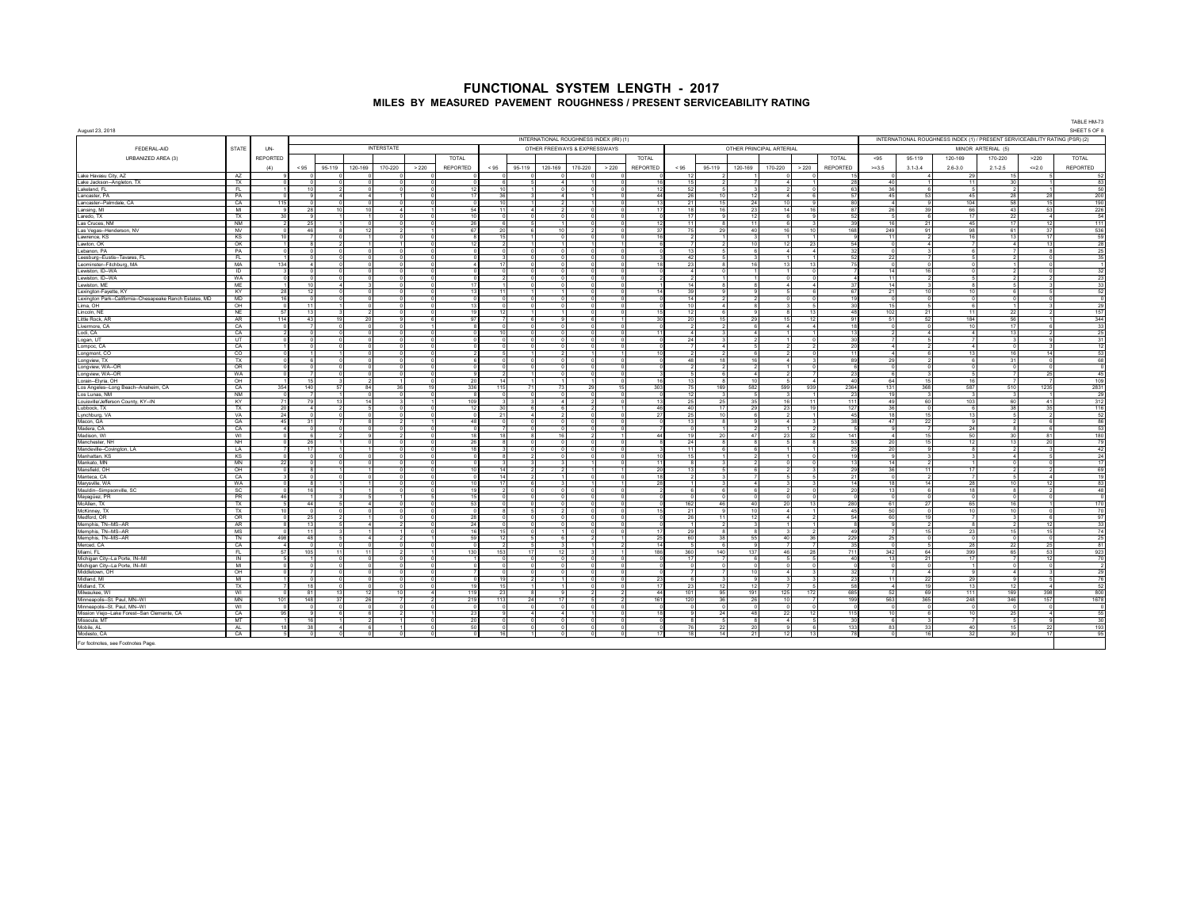# FUNCTIONAL SYSTEM LENGTH - 2017

## MILES BY MEASURED PAVEMENT ROUGHNESS / PRESENT SERVICEABILITY RATING

TABLE HM-73
SHEET 5 OF 8

August 23, 2018

| FEDERAL-AID URBANIZED AREA (3) | STATE | UN-REPORTED (4) | INTERNATIONAL ROUGHNESS INDEX (IRI) (1) | | | | | | | | | | | | | | | | | | INTERNATIONAL ROUGHNESS INDEX (1) / PRESENT SERVICEABILITY RATING (PSR) (2) | | | | | |
|---|---|---|---|---|---|---|---|---|---|---|---|---|---|---|---|---|---|---|---|---|---|---|---|---|---|---|
| | | | INTERSTATE | | | | | | OTHER FREEWAYS & EXPRESSWAYS | | | | | | OTHER PRINCIPAL ARTERIAL | | | | | | MINOR ARTERIAL (5) | | | | | |
| | | | < 95 | 95-119 | 120-169 | 170-220 | > 220 | TOTAL REPORTED | < 95 | 95-119 | 120-169 | 170-220 | > 220 | TOTAL REPORTED | < 95 | 95-119 | 120-169 | 170-220 | > 220 | TOTAL REPORTED | <95 >=3.5 | 95-119 3.1-3.4 | 120-169 2.6-3.0 | 170-220 2.1-2.5 | >220 <=2.0 | TOTAL REPORTED |
| Lake Havasu City, AZ | AZ | 9 | 0 | 0 | 0 | 0 | 0 | 0 | 0 | 0 | 0 | 0 | 0 | 0 | 12 | 2 | 1 | 0 | 0 | 15 | 0 | 4 | 29 | 15 | 5 | 52 |
| Lake Jackson--Angleton, TX | TX | 0 | 0 | 0 | 0 | 0 | 0 | 0 | 6 | 5 | 4 | 1 | 0 | 16 | 15 | 2 | 7 | 4 | 1 | 28 | 40 | 1 | 11 | 30 | 1 | 83 |
| Lakeland, FL | FL | 1 | 10 | 2 | 0 | 0 | 0 | 12 | 10 | 1 | 0 | 0 | 0 | 12 | 52 | 5 | 3 | 2 | 0 | 63 | 38 | 6 | 5 | 2 | 1 | 50 |
| Lancaster, PA | PA | 0 | 9 | 4 | 4 | 1 | 0 | 17 | 36 | 3 | 4 | 1 | 0 | 44 | 26 | 10 | 12 | 4 | 6 | 57 | 45 | 53 | 45 | 28 | 28 | 200 |
| Lancaster--Palmdale, CA | CA | 115 | 0 | 0 | 0 | 0 | 0 | 0 | 10 | 1 | 2 | 1 | 0 | 13 | 21 | 15 | 24 | 10 | 9 | 80 | 4 | 9 | 104 | 58 | 15 | 190 |
| Lansing, MI | MI | 9 | 28 | 10 | 10 | 4 | 1 | 54 | 11 | 4 | 2 | 0 | 0 | 17 | 18 | 16 | 23 | 14 | 16 | 87 | 26 | 39 | 66 | 43 | 53 | 226 |
| Laredo, TX | TX | 30 | 9 | 1 | 1 | 0 | 0 | 10 | 0 | 0 | 0 | 0 | 0 | 0 | 17 | 9 | 12 | 6 | 9 | 52 | 5 | 6 | 17 | 22 | 4 | 54 |
| Las Cruces, NM | NM | 2 | 25 | 1 | 0 | 0 | 0 | 26 | 6 | 5 | 1 | 0 | 0 | 12 | 11 | 8 | 11 | 6 | 3 | 39 | 16 | 21 | 45 | 17 | 12 | 111 |
| Las Vegas--Henderson, NV | NV | 0 | 46 | 8 | 12 | 2 | 1 | 67 | 20 | 6 | 10 | 2 | 0 | 37 | 75 | 29 | 40 | 16 | 10 | 168 | 249 | 91 | 98 | 61 | 37 | 536 |
| Lawrence, KS | KS | 10 | 7 | 0 | 1 | 0 | 0 | 8 | 15 | 1 | 0 | 0 | 0 | 16 | 2 | 1 | 3 | 1 | 1 | 9 | 11 | 2 | 16 | 13 | 17 | 59 |
| Lawton, OK | OK | 1 | 8 | 2 | 1 | 1 | 0 | 12 | 2 | 1 | 1 | 1 | 1 | 6 | 7 | 2 | 10 | 12 | 23 | 54 | 0 | 4 | 7 | 4 | 13 | 28 |
| Lebanon, PA | PA | 0 | 0 | 0 | 0 | 0 | 0 | 0 | 0 | 0 | 0 | 0 | 0 | 0 | 13 | 5 | 6 | 4 | 4 | 32 | 0 | 3 | 6 | 7 | 8 | 25 |
| Leesburg--Eustis--Tavares, FL | FL | 1 | 0 | 0 | 0 | 0 | 0 | 0 | 3 | 0 | 0 | 0 | 0 | 3 | 42 | 5 | 3 | 1 | 1 | 52 | 22 | 7 | 5 | 2 | 0 | 35 |
| Leominster--Fitchburg, MA | MA | 134 | 4 | 0 | 0 | 0 | 0 | 4 | 17 | 0 | 0 | 0 | 0 | 18 | 23 | 8 | 16 | 13 | 13 | 75 | 0 | 0 | 0 | 1 | 0 | 1 |
| Lewiston, ID--WA | ID | 3 | 0 | 0 | 0 | 0 | 0 | 0 | 0 | 0 | 0 | 0 | 0 | 0 | 4 | 0 | 1 | 1 | 0 | 7 | 14 | 16 | 0 | 2 | 0 | 32 |
| Lewiston, ID--WA | WA | 0 | 0 | 0 | 0 | 0 | 0 | 0 | 2 | 0 | 0 | 0 | 0 | 2 | 2 | 1 | 1 | 0 | 0 | 4 | 11 | 2 | 5 | 2 | 2 | 23 |
| Lewiston, ME | ME | 1 | 10 | 4 | 3 | 0 | 0 | 17 | 1 | 0 | 0 | 0 | 0 | 1 | 14 | 8 | 8 | 4 | 4 | 37 | 14 | 3 | 8 | 5 | 3 | 33 |
| Lexington-Fayette, KY | KY | 28 | 12 | 0 | 0 | 0 | 0 | 13 | 11 | 1 | 1 | 0 | 0 | 14 | 39 | 9 | 9 | 5 | 6 | 67 | 21 | 10 | 10 | 6 | 5 | 52 |
| Lexington Park--California--Chesapeake Ranch Estates, MD | MD | 16 | 0 | 0 | 0 | 0 | 0 | 0 | 0 | 0 | 0 | 0 | 0 | 0 | 14 | 2 | 2 | 0 | 0 | 19 | 0 | 0 | 0 | 0 | 0 | 0 |
| Lima, OH | OH | 0 | 11 | 1 | 0 | 0 | 0 | 13 | 0 | 0 | 0 | 0 | 0 | 0 | 10 | 4 | 8 | 3 | 5 | 30 | 15 | 5 | 6 | 1 | 3 | 29 |
| Lincoln, NE | NE | 57 | 13 | 3 | 2 | 0 | 0 | 19 | 12 | 1 | 1 | 0 | 0 | 15 | 12 | 6 | 9 | 8 | 13 | 48 | 102 | 21 | 11 | 22 | 2 | 157 |
| Little Rock, AR | AR | 114 | 43 | 19 | 20 | 9 | 6 | 97 | 7 | 8 | 9 | 6 | 1 | 30 | 20 | 15 | 29 | 15 | 12 | 91 | 51 | 52 | 184 | 56 | 1 | 344 |
| Livermore, CA | CA | 0 | 7 | 0 | 0 | 0 | 1 | 8 | 0 | 0 | 0 | 0 | 0 | 0 | 2 | 2 | 6 | 4 | 4 | 18 | 0 | 0 | 10 | 17 | 6 | 33 |
| Lodi, CA | CA | 2 | 0 | 0 | 0 | 0 | 0 | 0 | 10 | 0 | 0 | 0 | 0 | 11 | 4 | 3 | 4 | 1 | 1 | 13 | 2 | 4 | 4 | 13 | 2 | 25 |
| Logan, UT | UT | 0 | 0 | 0 | 0 | 0 | 0 | 0 | 0 | 0 | 0 | 0 | 0 | 0 | 24 | 3 | 2 | 1 | 0 | 30 | 7 | 5 | 7 | 3 | 9 | 31 |
| Lompoc, CA | CA | 1 | 0 | 0 | 0 | 0 | 0 | 0 | 0 | 0 | 0 | 0 | 0 | 0 | 7 | 4 | 5 | 2 | 2 | 20 | 4 | 2 | 4 | 0 | 3 | 12 |
| Longmont, CO | CO | 0 | 1 | 1 | 0 | 0 | 0 | 2 | 5 | 1 | 2 | 1 | 1 | 10 | 2 | 2 | 6 | 2 | 0 | 11 | 4 | 6 | 13 | 16 | 14 | 53 |
| Longview, TX | TX | 0 | 6 | 0 | 0 | 0 | 0 | 6 | 0 | 0 | 0 | 0 | 0 | 0 | 48 | 18 | 18 | 4 | 3 | 89 | 29 | 2 | 6 | 31 | 0 | 68 |
| Longview, WA--OR | OR | 0 | 0 | 0 | 0 | 0 | 0 | 0 | 0 | 0 | 0 | 0 | 0 | 0 | 2 | 2 | 2 | 1 | 0 | 8 | 0 | 0 | 0 | 0 | 0 | 0 |
| Longview, WA--OR | WA | 0 | 7 | 0 | 0 | 0 | 0 | 9 | 2 | 1 | 0 | 0 | 0 | 3 | 5 | 6 | 4 | 2 | 7 | 23 | 6 | 3 | 5 | 7 | 25 | 45 |
| Lorain--Elyria, OH | OH | 1 | 15 | 3 | 2 | 1 | 0 | 20 | 14 | 1 | 1 | 1 | 0 | 16 | 13 | 8 | 10 | 5 | 4 | 40 | 64 | 15 | 16 | 7 | 7 | 109 |
| Los Angeles--Long Beach--Anaheim, CA | CA | 354 | 140 | 57 | 84 | 36 | 19 | 336 | 115 | 71 | 73 | 29 | 15 | 303 | 75 | 169 | 582 | 599 | 939 | 2364 | 131 | 368 | 587 | 510 | 1235 | 2831 |
| Los Lunas, NM | NM | 0 | 7 | 1 | 0 | 0 | 0 | 8 | 0 | 0 | 0 | 0 | 0 | 0 | 12 | 3 | 5 | 3 | 1 | 23 | 19 | 3 | 3 | 3 | 1 | 29 |
| Louisville/Jefferson County, KY--IN | KY | 71 | 79 | 13 | 14 | 3 | 1 | 109 | 3 | 3 | 4 | 2 | 0 | 13 | 25 | 25 | 35 | 16 | 11 | 111 | 49 | 60 | 103 | 60 | 41 | 312 |
| Lubbock, TX | TX | 20 | 4 | 2 | 5 | 0 | 0 | 12 | 30 | 8 | 6 | 2 | 1 | 46 | 40 | 17 | 29 | 23 | 19 | 127 | 36 | 0 | 6 | 38 | 35 | 116 |
| Lynchburg, VA | VA | 24 | 0 | 0 | 0 | 0 | 0 | 0 | 21 | 4 | 2 | 0 | 0 | 27 | 25 | 10 | 6 | 2 | 1 | 45 | 18 | 15 | 13 | 5 | 2 | 52 |
| Macon, GA | GA | 45 | 31 | 7 | 8 | 2 | 1 | 48 | 0 | 0 | 0 | 0 | 0 | 0 | 13 | 6 | 9 | 4 | 3 | 36 | 47 | 22 | 9 | 2 | 6 | 86 |
| Madera, CA | CA | 4 | 0 | 0 | 0 | 0 | 0 | 0 | 7 | 0 | 0 | 0 | 0 | 7 | 0 | 1 | 2 | 1 | 2 | 5 | 9 | 7 | 24 | 8 | 6 | 53 |
| Madison, WI | WI | 0 | 6 | 2 | 9 | 2 | 0 | 18 | 18 | 8 | 16 | 2 | 1 | 44 | 19 | 20 | 47 | 23 | 32 | 141 | 4 | 15 | 50 | 30 | 81 | 180 |
| Manchester, NH | NH | 0 | 26 | 1 | 0 | 0 | 0 | 26 | 8 | 0 | 0 | 0 | 0 | 8 | 24 | 8 | 8 | 5 | 8 | 53 | 20 | 15 | 12 | 13 | 20 | 79 |
| Mandeville--Covington, LA | LA | 7 | 17 | 1 | 1 | 0 | 0 | 18 | 3 | 0 | 0 | 0 | 0 | 3 | 11 | 6 | 6 | 1 | 1 | 25 | 20 | 9 | 8 | 2 | 3 | 42 |
| Manhattan, KS | KS | 0 | 0 | 0 | 0 | 0 | 0 | 0 | 8 | 2 | 0 | 0 | 0 | 10 | 15 | 1 | 2 | 1 | 0 | 19 | 9 | 3 | 3 | 4 | 5 | 24 |
| Mankato, MN | MN | 22 | 0 | 0 | 0 | 0 | 0 | 0 | 3 | 3 | 3 | 1 | 0 | 11 | 8 | 3 | 2 | 0 | 0 | 13 | 14 | 2 | 1 | 0 | 0 | 17 |
| Mansfield, OH | OH | 0 | 8 | 1 | 1 | 0 | 0 | 10 | 14 | 2 | 2 | 1 | 1 | 20 | 13 | 5 | 6 | 2 | 3 | 29 | 36 | 11 | 17 | 2 | 2 | 69 |
| Manteca, CA | CA | 3 | 0 | 0 | 0 | 0 | 0 | 0 | 14 | 2 | 1 | 0 | 0 | 18 | 2 | 3 | 7 | 5 | 5 | 21 | 0 | 2 | 7 | 5 | 4 | 19 |
| Marysville, WA | WA | 0 | 8 | 1 | 1 | 0 | 0 | 10 | 17 | 6 | 3 | 1 | 1 | 28 | 1 | 3 | 4 | 3 | 3 | 14 | 18 | 14 | 28 | 10 | 12 | 83 |
| Mauldin--Simpsonville, SC | SC | 0 | 16 | 1 | 1 | 0 | 0 | 19 | 2 | 0 | 0 | 0 | 0 | 2 | 6 | 6 | 6 | 2 | 0 | 20 | 13 | 6 | 18 | 8 | 2 | 48 |
| Mayagüez, PR | PR | 46 | 1 | 3 | 5 | 1 | 5 | 15 | 0 | 0 | 0 | 0 | 0 | 0 | 0 | 0 | 0 | 0 | 0 | 0 | 0 | 0 | 0 | 0 | 0 | 0 |
| McAllen, TX | TX | 5 | 44 | 5 | 4 | 0 | 0 | 53 | 0 | 0 | 0 | 0 | 0 | 0 | 162 | 46 | 40 | 20 | 13 | 280 | 61 | 27 | 65 | 16 | 1 | 170 |
| McKinney, TX | TX | 10 | 0 | 0 | 0 | 0 | 0 | 0 | 8 | 5 | 2 | 0 | 0 | 15 | 21 | 9 | 10 | 4 | 1 | 45 | 50 | 0 | 10 | 10 | 0 | 70 |
| Medford, OR | OR | 0 | 25 | 2 | 1 | 0 | 0 | 28 | 0 | 0 | 0 | 0 | 0 | 0 | 26 | 11 | 12 | 4 | 2 | 54 | 60 | 19 | 7 | 3 | 6 | 97 |
| Memphis, TN--MS--AR | AR | 8 | 13 | 5 | 4 | 2 | 0 | 24 | 0 | 0 | 0 | 0 | 0 | 0 | 1 | 2 | 3 | 1 | 1 | 6 | 9 | 2 | 8 | 2 | 12 | 33 |
| Memphis, TN--MS--AR | MS | 0 | 11 | 3 | 1 | 1 | 0 | 16 | 15 | 0 | 1 | 0 | 0 | 17 | 29 | 8 | 8 | 3 | 2 | 49 | 7 | 15 | 23 | 15 | 15 | 74 |
| Memphis, TN--MS--AR | TN | 498 | 48 | 5 | 4 | 2 | 1 | 59 | 12 | 5 | 6 | 2 | 1 | 25 | 60 | 38 | 55 | 40 | 36 | 229 | 25 | 0 | 0 | 0 | 0 | 25 |
| Merced, CA | CA | 4 | 0 | 0 | 0 | 0 | 0 | 0 | 2 | 5 | 3 | 1 | 2 | 14 | 5 | 6 | 9 | 7 | 7 | 35 | 0 | 5 | 28 | 22 | 25 | 81 |
| Miami, FL | FL | 57 | 105 | 11 | 11 | 2 | 1 | 130 | 153 | 17 | 12 | 3 | 1 | 186 | 360 | 140 | 137 | 46 | 28 | 711 | 342 | 64 | 399 | 65 | 53 | 923 |
| Michigan City--La Porte, IN--MI | IN | 5 | 1 | 0 | 0 | 0 | 0 | 1 | 0 | 0 | 0 | 0 | 0 | 0 | 17 | 7 | 6 | 5 | 5 | 40 | 13 | 21 | 17 | 7 | 12 | 70 |
| Michigan City--La Porte, IN--MI | MI | 0 | 0 | 0 | 0 | 0 | 0 | 0 | 0 | 0 | 0 | 0 | 0 | 0 | 0 | 0 | 0 | 0 | 0 | 0 | 0 | 0 | 1 | 0 | 0 | 2 |
| Middletown, OH | OH | 0 | 7 | 0 | 0 | 0 | 0 | 7 | 0 | 0 | 0 | 0 | 0 | 0 | 7 | 7 | 10 | 4 | 3 | 32 | 7 | 4 | 9 | 4 | 3 | 29 |
| Midland, MI | MI | 1 | 0 | 0 | 0 | 0 | 0 | 0 | 19 | 2 | 1 | 0 | 0 | 23 | 6 | 3 | 9 | 3 | 3 | 23 | 11 | 22 | 29 | 9 | 5 | 76 |
| Midland, TX | TX | 7 | 18 | 0 | 0 | 0 | 0 | 19 | 15 | 1 | 1 | 0 | 0 | 17 | 23 | 12 | 12 | 7 | 5 | 58 | 4 | 19 | 13 | 12 | 4 | 52 |
| Milwaukee, WI | WI | 0 | 81 | 13 | 12 | 10 | 4 | 119 | 23 | 8 | 9 | 2 | 2 | 44 | 101 | 95 | 191 | 125 | 172 | 685 | 52 | 69 | 111 | 169 | 398 | 800 |
| Minneapolis--St. Paul, MN--WI | MN | 101 | 148 | 37 | 26 | 7 | 2 | 219 | 113 | 24 | 17 | 5 | 2 | 161 | 120 | 36 | 26 | 10 | 7 | 199 | 563 | 365 | 248 | 346 | 157 | 1678 |
| Minneapolis--St. Paul, MN--WI | WI | 0 | 0 | 0 | 0 | 0 | 0 | 0 | 0 | 0 | 0 | 0 | 0 | 0 | 0 | 0 | 0 | 0 | 0 | 0 | 0 | 0 | 0 | 0 | 0 | 0 |
| Mission Viejo--Lake Forest--San Clemente, CA | CA | 95 | 9 | 6 | 6 | 2 | 1 | 23 | 9 | 4 | 4 | 1 | 0 | 18 | 9 | 24 | 48 | 22 | 12 | 115 | 10 | 6 | 10 | 25 | 4 | 55 |
| Missoula, MT | MT | 1 | 16 | 1 | 2 | 1 | 0 | 20 | 0 | 0 | 0 | 0 | 0 | 0 | 8 | 5 | 8 | 4 | 5 | 30 | 6 | 3 | 7 | 5 | 9 | 30 |
| Mobile, AL | AL | 18 | 38 | 4 | 6 | 1 | 0 | 50 | 0 | 0 | 0 | 0 | 0 | 0 | 76 | 22 | 20 | 9 | 6 | 133 | 83 | 33 | 40 | 15 | 22 | 193 |
| Modesto, CA | CA | 5 | 0 | 0 | 0 | 0 | 0 | 0 | 16 | 1 | 0 | 0 | 0 | 17 | 18 | 14 | 21 | 12 | 13 | 78 | 0 | 16 | 32 | 30 | 17 | 95 |

For footnotes, see Footnotes Page.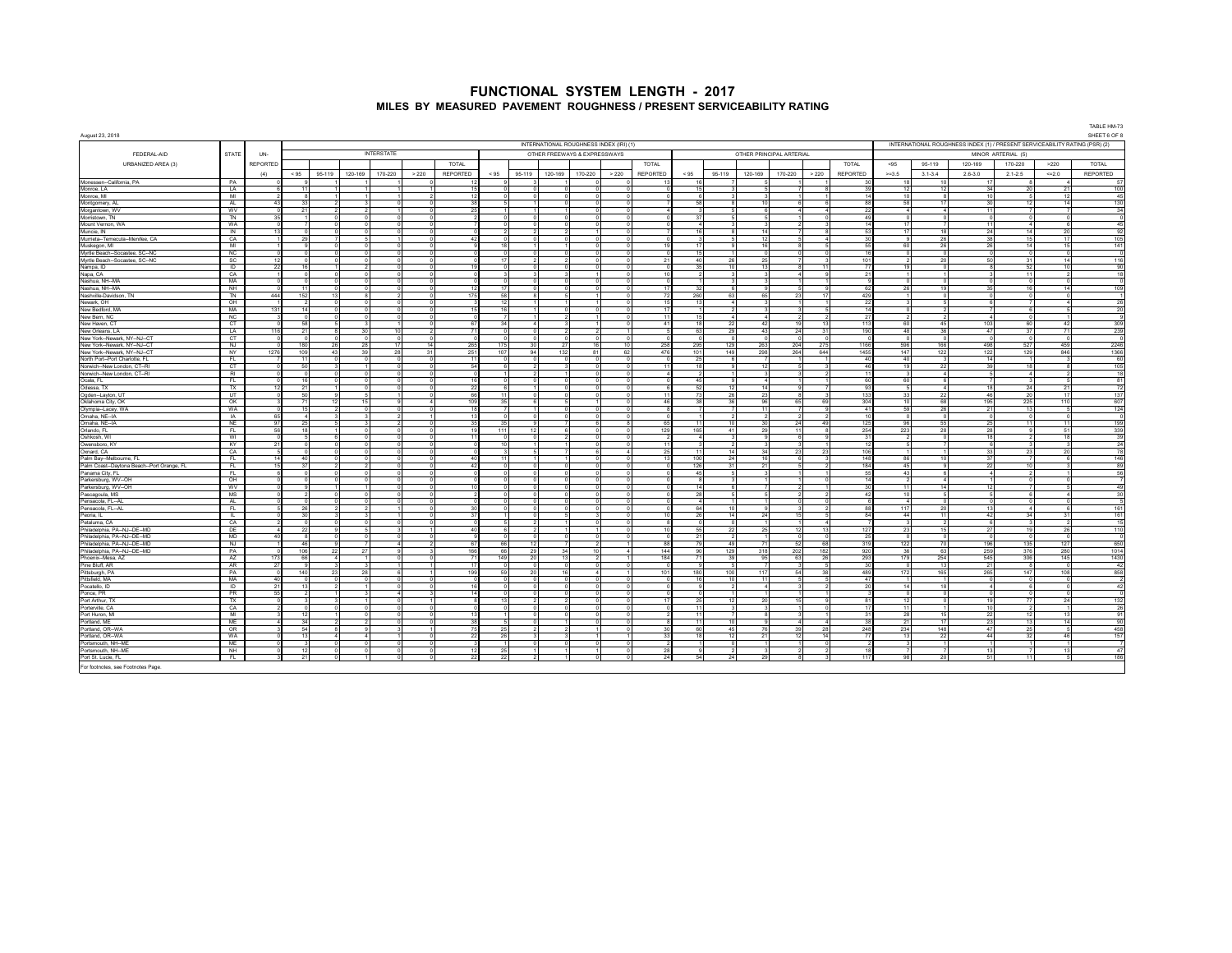# FUNCTIONAL SYSTEM LENGTH - 2017

## MILES BY MEASURED PAVEMENT ROUGHNESS / PRESENT SERVICEABILITY RATING

August 23, 2018

TABLE HM-73
SHEET 6 OF 8

| FEDERAL-AID URBANIZED AREA (3) | STATE | UN-REPORTED (4) | INTERNATIONAL ROUGHNESS INDEX (IRI) (1) | | | | | | | | | | | | | | | | | | INTERNATIONAL ROUGHNESS INDEX (1) / PRESENT SERVICEABILITY RATING (PSR) (2) | | | | | |
|---|---|---|---|---|---|---|---|---|---|---|---|---|---|---|---|---|---|---|---|---|---|---|---|---|---|---|
| | | | INTERSTATE | | | | | | OTHER FREEWAYS & EXPRESSWAYS | | | | | | OTHER PRINCIPAL ARTERIAL | | | | | | MINOR ARTERIAL (5) | | | | | |
| | | | < 95 | 95-119 | 120-169 | 170-220 | > 220 | TOTAL REPORTED | < 95 | 95-119 | 120-169 | 170-220 | > 220 | TOTAL REPORTED | < 95 | 95-119 | 120-169 | 170-220 | > 220 | TOTAL REPORTED | <95 >=3.5 | 95-119 3.1-3.4 | 120-169 2.6-3.0 | 170-220 2.1-2.5 | >220 <=2.0 | TOTAL REPORTED |
| Monessen--California, PA | PA | 0 | 9 | 1 | 1 | 1 | 0 | 12 | 0 | 3 | 1 | 0 | 0 | 13 | 16 | 7 | 5 | 1 | 1 | 30 | 18 | 10 | 17 | 8 | 4 | 57 |
| Monroe, LA | LA | 5 | 11 | 1 | 1 | 1 | 1 | 15 | 0 | 0 | 0 | 0 | 0 | 0 | 15 | 3 | 5 | 7 | 8 | 39 | 12 | 12 | 34 | 20 | 21 | 100 |
| Monroe, MI | MI | 2 | 8 | 1 | 1 | 0 | 2 | 12 | 0 | 0 | 0 | 0 | 0 | 0 | 6 | 3 | 3 | 1 | 1 | 14 | 10 | 8 | 10 | 5 | 12 | 45 |
| Montgomery, AL | AL | 43 | 33 | 2 | 3 | 0 | 0 | 38 | 5 | 1 | 0 | 0 | 0 | 7 | 58 | 8 | 10 | 6 | 6 | 88 | 58 | 17 | 30 | 12 | 14 | 130 |
| Morgantown, WV | WV | 0 | 21 | 2 | 2 | 1 | 0 | 25 | 1 | 1 | 1 | 0 | 0 | 4 | 3 | 5 | 6 | 4 | 4 | 22 | 4 | 4 | 11 | 7 | 7 | 34 |
| Morristown, TN | TN | 35 | 1 | 0 | 0 | 0 | 0 | 2 | 0 | 0 | 0 | 0 | 0 | 0 | 37 | 5 | 5 | 1 | 0 | 49 | 0 | 0 | 0 | 0 | 0 | 0 |
| Mount Vernon, WA | WA | 0 | 7 | 0 | 0 | 0 | 0 | 7 | 0 | 0 | 0 | 0 | 0 | 0 | 4 | 3 | 3 | 2 | 3 | 14 | 17 | 7 | 11 | 4 | 6 | 45 |
| Muncie, IN | IN | 13 | 0 | 0 | 0 | 0 | 0 | 0 | 2 | 2 | 2 | 1 | 0 | 7 | 16 | 8 | 14 | 7 | 8 | 53 | 17 | 18 | 24 | 14 | 20 | 92 |
| Murrieta--Temecula--Menifee, CA | CA | 1 | 29 | 7 | 5 | 1 | 0 | 42 | 0 | 0 | 0 | 0 | 0 | 0 | 3 | 5 | 12 | 5 | 4 | 30 | 9 | 26 | 38 | 15 | 17 | 105 |
| Muskegon, MI | MI | 1 | 9 | 0 | 0 | 0 | 0 | 9 | 18 | 1 | 1 | 0 | 0 | 19 | 17 | 9 | 16 | 8 | 5 | 55 | 60 | 26 | 26 | 14 | 15 | 141 |
| Myrtle Beach--Socastee, SC--NC | NC | 0 | 0 | 0 | 0 | 0 | 0 | 0 | 0 | 0 | 0 | 0 | 0 | 0 | 15 | 1 | 0 | 0 | 0 | 16 | 0 | 0 | 0 | 0 | 0 | 0 |
| Myrtle Beach--Socastee, SC--NC | SC | 12 | 0 | 0 | 0 | 0 | 0 | 0 | 17 | 2 | 2 | 0 | 0 | 21 | 40 | 26 | 25 | 7 | 3 | 101 | 2 | 20 | 50 | 31 | 14 | 116 |
| Nampa, ID | ID | 22 | 16 | 1 | 2 | 0 | 0 | 19 | 0 | 0 | 0 | 0 | 0 | 0 | 35 | 10 | 13 | 8 | 11 | 77 | 19 | 0 | 8 | 52 | 10 | 90 |
| Napa, CA | CA | 1 | 0 | 0 | 0 | 0 | 0 | 0 | 3 | 3 | 3 | 1 | 0 | 10 | 2 | 3 | 3 | 4 | 9 | 21 | 1 | 1 | 3 | 11 | 2 | 18 |
| Nashua, NH--MA | MA | 0 | 0 | 0 | 0 | 0 | 0 | 0 | 0 | 0 | 0 | 0 | 0 | 0 | 1 | 3 | 3 | 1 | 1 | 9 | 0 | 0 | 0 | 0 | 0 | 0 |
| Nashua, NH--MA | NH | 0 | 11 | 0 | 0 | 0 | 0 | 12 | 17 | 0 | 0 | 0 | 0 | 17 | 32 | 8 | 9 | 5 | 9 | 62 | 26 | 19 | 35 | 16 | 14 | 109 |
| Nashville-Davidson, TN | TN | 444 | 152 | 13 | 8 | 2 | 0 | 175 | 58 | 8 | 5 | 1 | 0 | 72 | 260 | 63 | 65 | 23 | 17 | 429 | 1 | 0 | 0 | 0 | 0 | 1 |
| Newark, OH | OH | 1 | 2 | 0 | 0 | 0 | 0 | 3 | 12 | 1 | 1 | 1 | 0 | 15 | 13 | 4 | 3 | 1 | 1 | 22 | 3 | 5 | 6 | 7 | 4 | 26 |
| New Bedford, MA | MA | 131 | 14 | 0 | 0 | 0 | 0 | 15 | 16 | 1 | 0 | 0 | 0 | 17 | 1 | 2 | 3 | 3 | 5 | 14 | 0 | 2 | 7 | 6 | 5 | 20 |
| New Bern, NC | NC | 3 | 0 | 0 | 0 | 0 | 0 | 0 | 7 | 1 | 2 | 1 | 0 | 11 | 15 | 4 | 4 | 2 | 2 | 27 | 2 | 2 | 4 | 0 | 1 | 9 |
| New Haven, CT | CT | 0 | 58 | 5 | 3 | 1 | 0 | 67 | 34 | 4 | 3 | 1 | 0 | 41 | 18 | 22 | 42 | 19 | 13 | 113 | 60 | 45 | 103 | 60 | 42 | 309 |
| New Orleans, LA | LA | 116 | 21 | 8 | 30 | 10 | 2 | 71 | 0 | 0 | 2 | 2 | 1 | 5 | 63 | 29 | 43 | 24 | 31 | 190 | 48 | 36 | 47 | 37 | 71 | 239 |
| New York--Newark, NY--NJ--CT | CT | 0 | 0 | 0 | 0 | 0 | 0 | 0 | 0 | 0 | 0 | 0 | 0 | 0 | 0 | 0 | 0 | 0 | 0 | 0 | 0 | 0 | 0 | 0 | 0 | 0 |
| New York--Newark, NY--NJ--CT | NJ | 0 | 180 | 26 | 28 | 17 | 14 | 265 | 175 | 30 | 27 | 16 | 10 | 258 | 295 | 129 | 263 | 204 | 275 | 1166 | 596 | 166 | 498 | 527 | 459 | 2246 |
| New York--Newark, NY--NJ--CT | NY | 1276 | 109 | 43 | 39 | 28 | 31 | 251 | 107 | 94 | 132 | 81 | 62 | 476 | 101 | 149 | 298 | 264 | 644 | 1455 | 147 | 122 | 122 | 129 | 846 | 1366 |
| North Port--Port Charlotte, FL | FL | 7 | 11 | 0 | 0 | 0 | 0 | 11 | 0 | 0 | 0 | 0 | 0 | 0 | 25 | 6 | 7 | 1 | 1 | 40 | 40 | 3 | 14 | 1 | 3 | 60 |
| Norwich--New London, CT--RI | CT | 0 | 50 | 3 | 1 | 0 | 0 | 54 | 6 | 2 | 3 | 0 | 0 | 11 | 18 | 9 | 12 | 5 | 3 | 46 | 19 | 22 | 39 | 18 | 8 | 105 |
| Norwich--New London, CT--RI | RI | 0 | 0 | 0 | 0 | 0 | 0 | 0 | 1 | 2 | 1 | 0 | 0 | 4 | 2 | 1 | 3 | 3 | 2 | 11 | 3 | 4 | 5 | 4 | 2 | 18 |
| Ocala, FL | FL | 0 | 16 | 0 | 0 | 0 | 0 | 16 | 0 | 0 | 0 | 0 | 0 | 0 | 45 | 9 | 4 | 1 | 1 | 60 | 60 | 8 | 7 | 3 | 5 | 81 |
| Odessa, TX | TX | 12 | 21 | 1 | 0 | 0 | 0 | 22 | 6 | 1 | 0 | 0 | 0 | 6 | 52 | 12 | 14 | 9 | 7 | 93 | 5 | 4 | 18 | 24 | 21 | 72 |
| Ogden--Layton, UT | UT | 0 | 50 | 9 | 5 | 1 | 0 | 66 | 11 | 0 | 0 | 0 | 0 | 11 | 73 | 26 | 23 | 8 | 3 | 133 | 33 | 22 | 46 | 20 | 17 | 137 |
| Oklahoma City, OK | OK | 3 | 71 | 12 | 15 | 9 | 4 | 109 | 35 | 6 | 5 | 1 | 0 | 46 | 38 | 36 | 96 | 65 | 69 | 304 | 10 | 68 | 195 | 225 | 110 | 607 |
| Olympia--Lacey, WA | WA | 0 | 15 | 2 | 0 | 0 | 0 | 18 | 7 | 1 | 0 | 0 | 0 | 8 | 7 | 7 | 11 | 7 | 9 | 41 | 59 | 26 | 21 | 13 | 5 | 124 |
| Omaha, NE--IA | IA | 65 | 4 | 3 | 3 | 2 | 1 | 13 | 0 | 0 | 0 | 0 | 0 | 1 | 2 | 2 | 2 | 2 | 2 | 10 | 0 | 0 | 0 | 0 | 0 | 1 |
| Omaha, NE--IA | NE | 97 | 25 | 5 | 3 | 2 | 0 | 35 | 35 | 9 | 7 | 6 | 8 | 65 | 11 | 10 | 30 | 24 | 49 | 125 | 98 | 55 | 25 | 11 | 11 | 199 |
| Orlando, FL | FL | 56 | 18 | 1 | 0 | 0 | 0 | 19 | 111 | 12 | 6 | 0 | 0 | 129 | 165 | 41 | 29 | 11 | 8 | 254 | 223 | 28 | 28 | 9 | 51 | 339 |
| Oshkosh, WI | WI | 0 | 5 | 6 | 0 | 0 | 0 | 11 | 0 | 0 | 2 | 0 | 0 | 2 | 4 | 3 | 9 | 6 | 9 | 31 | 2 | 0 | 18 | 2 | 18 | 39 |
| Owensboro, KY | KY | 21 | 0 | 0 | 0 | 0 | 0 | 0 | 10 | 1 | 1 | 0 | 0 | 11 | 3 | 2 | 3 | 3 | 1 | 12 | 5 | 7 | 6 | 3 | 3 | 24 |
| Oxnard, CA | CA | 5 | 0 | 0 | 0 | 0 | 0 | 0 | 3 | 5 | 7 | 6 | 4 | 25 | 11 | 14 | 34 | 23 | 23 | 106 | 1 | 1 | 33 | 23 | 20 | 78 |
| Palm Bay--Melbourne, FL | FL | 14 | 40 | 0 | 0 | 0 | 0 | 40 | 11 | 1 | 1 | 0 | 0 | 13 | 100 | 24 | 16 | 6 | 3 | 148 | 86 | 10 | 37 | 7 | 6 | 146 |
| Palm Coast--Daytona Beach--Port Orange, FL | FL | 15 | 37 | 2 | 2 | 0 | 0 | 42 | 0 | 0 | 0 | 0 | 0 | 0 | 126 | 31 | 21 | 5 | 2 | 184 | 45 | 9 | 22 | 10 | 3 | 89 |
| Panama City, FL | FL | 6 | 0 | 0 | 0 | 0 | 0 | 0 | 0 | 0 | 0 | 0 | 0 | 0 | 45 | 5 | 3 | 1 | 1 | 55 | 43 | 6 | 4 | 2 | 1 | 56 |
| Parkersburg, WV--OH | OH | 0 | 0 | 0 | 0 | 0 | 0 | 0 | 0 | 0 | 0 | 0 | 0 | 0 | 8 | 3 | 1 | 1 | 0 | 14 | 2 | 4 | 1 | 0 | 0 | 7 |
| Parkersburg, WV--OH | WV | 0 | 9 | 1 | 1 | 0 | 0 | 10 | 0 | 0 | 0 | 0 | 0 | 0 | 14 | 6 | 7 | 2 | 1 | 30 | 11 | 14 | 12 | 7 | 5 | 49 |
| Pascagoula, MS | MS | 0 | 2 | 0 | 0 | 0 | 0 | 2 | 0 | 0 | 0 | 0 | 0 | 0 | 28 | 5 | 5 | 2 | 2 | 42 | 10 | 5 | 5 | 6 | 4 | 30 |
| Pensacola, FL--AL | AL | 0 | 0 | 0 | 0 | 0 | 0 | 0 | 0 | 0 | 0 | 0 | 0 | 0 | 4 | 1 | 1 | 0 | 0 | 6 | 4 | 0 | 0 | 0 | 0 | 5 |
| Pensacola, FL--AL | FL | 5 | 26 | 2 | 2 | 1 | 0 | 30 | 0 | 0 | 0 | 0 | 0 | 0 | 64 | 10 | 9 | 3 | 2 | 88 | 117 | 20 | 13 | 4 | 6 | 161 |
| Peoria, IL | IL | 0 | 30 | 3 | 3 | 1 | 0 | 37 | 1 | 0 | 5 | 3 | 0 | 10 | 26 | 14 | 24 | 15 | 5 | 84 | 44 | 11 | 42 | 34 | 31 | 161 |
| Petaluma, CA | CA | 2 | 0 | 0 | 0 | 0 | 0 | 0 | 5 | 2 | 1 | 0 | 0 | 8 | 0 | 0 | 1 | 1 | 4 | 7 | 3 | 2 | 6 | 3 | 2 | 15 |
| Philadelphia, PA--NJ--DE--MD | DE | 4 | 22 | 9 | 5 | 3 | 1 | 40 | 6 | 2 | 1 | 1 | 0 | 10 | 55 | 22 | 25 | 12 | 13 | 127 | 23 | 15 | 27 | 19 | 26 | 110 |
| Philadelphia, PA--NJ--DE--MD | MD | 40 | 8 | 0 | 0 | 0 | 0 | 9 | 0 | 0 | 0 | 0 | 0 | 0 | 21 | 2 | 1 | 0 | 0 | 25 | 0 | 0 | 0 | 0 | 0 | 0 |
| Philadelphia, PA--NJ--DE--MD | NJ | 1 | 46 | 9 | 7 | 4 | 2 | 67 | 66 | 12 | 7 | 2 | 1 | 88 | 79 | 49 | 71 | 52 | 68 | 319 | 122 | 70 | 196 | 135 | 127 | 650 |
| Philadelphia, PA--NJ--DE--MD | PA | 0 | 106 | 22 | 27 | 9 | 3 | 166 | 66 | 29 | 34 | 10 | 4 | 144 | 90 | 129 | 318 | 202 | 182 | 920 | 36 | 63 | 259 | 376 | 280 | 1014 |
| Phoenix--Mesa, AZ | AZ | 173 | 66 | 4 | 1 | 0 | 0 | 71 | 149 | 20 | 13 | 2 | 1 | 184 | 71 | 39 | 95 | 63 | 26 | 293 | 179 | 254 | 545 | 306 | 145 | 1430 |
| Pine Bluff, AR | AR | 27 | 9 | 3 | 3 | 1 | 1 | 17 | 0 | 0 | 0 | 0 | 0 | 0 | 9 | 5 | 7 | 3 | 5 | 30 | 0 | 13 | 21 | 8 | 0 | 42 |
| Pittsburgh, PA | PA | 0 | 140 | 23 | 28 | 6 | 1 | 199 | 59 | 20 | 16 | 4 | 1 | 101 | 180 | 100 | 117 | 54 | 38 | 489 | 172 | 165 | 265 | 147 | 108 | 858 |
| Pittsfield, MA | MA | 40 | 0 | 0 | 0 | 0 | 0 | 0 | 0 | 0 | 0 | 0 | 0 | 0 | 16 | 10 | 11 | 5 | 5 | 47 | 1 | 1 | 0 | 0 | 0 | 2 |
| Pocatello, ID | ID | 21 | 13 | 2 | 1 | 0 | 0 | 16 | 0 | 0 | 0 | 0 | 0 | 0 | 9 | 2 | 4 | 3 | 2 | 20 | 14 | 18 | 4 | 6 | 0 | 42 |
| Ponce, PR | PR | 55 | 2 | 1 | 3 | 4 | 3 | 14 | 0 | 0 | 0 | 0 | 0 | 0 | 0 | 1 | 1 | 1 | 1 | 3 | 0 | 0 | 0 | 0 | 0 | 0 |
| Port Arthur, TX | TX | 0 | 3 | 3 | 1 | 0 | 1 | 8 | 13 | 2 | 2 | 0 | 0 | 17 | 25 | 12 | 20 | 15 | 9 | 81 | 12 | 0 | 19 | 77 | 24 | 132 |
| Porterville, CA | CA | 2 | 0 | 0 | 0 | 0 | 0 | 0 | 0 | 0 | 0 | 0 | 0 | 0 | 11 | 3 | 3 | 1 | 0 | 17 | 11 | 1 | 10 | 2 | 1 | 26 |
| Port Huron, MI | MI | 3 | 12 | 1 | 1 | 0 | 0 | 13 | 1 | 0 | 0 | 0 | 0 | 2 | 11 | 7 | 8 | 3 | 1 | 31 | 28 | 15 | 22 | 12 | 13 | 91 |
| Portland, ME | ME | 4 | 34 | 2 | 2 | 0 | 0 | 38 | 5 | 0 | 1 | 0 | 0 | 8 | 11 | 10 | 9 | 4 | 4 | 38 | 21 | 17 | 23 | 13 | 14 | 90 |
| Portland, OR--WA | OR | 3 | 54 | 8 | 9 | 3 | 1 | 75 | 25 | 2 | 2 | 1 | 0 | 30 | 60 | 45 | 76 | 39 | 28 | 248 | 234 | 148 | 47 | 25 | 5 | 458 |
| Portland, OR--WA | WA | 0 | 13 | 4 | 4 | 1 | 0 | 22 | 26 | 3 | 3 | 1 | 1 | 33 | 18 | 12 | 21 | 12 | 14 | 77 | 13 | 22 | 44 | 32 | 46 | 157 |
| Portsmouth, NH--ME | ME | 0 | 3 | 0 | 0 | 0 | 0 | 3 | 1 | 0 | 0 | 0 | 0 | 2 | 1 | 0 | 1 | 1 | 0 | 2 | 3 | 1 | 1 | 1 | 1 | 7 |
| Portsmouth, NH--ME | NH | 0 | 12 | 0 | 0 | 0 | 0 | 12 | 25 | 1 | 1 | 1 | 0 | 28 | 9 | 2 | 3 | 2 | 2 | 18 | 7 | 7 | 13 | 7 | 13 | 47 |
| Port St. Lucie, FL | FL | 3 | 21 | 0 | 1 | 0 | 0 | 22 | 22 | 2 | 1 | 0 | 0 | 24 | 54 | 24 | 29 | 8 | 3 | 117 | 98 | 20 | 51 | 11 | 5 | 186 |

For footnotes, see Footnotes Page.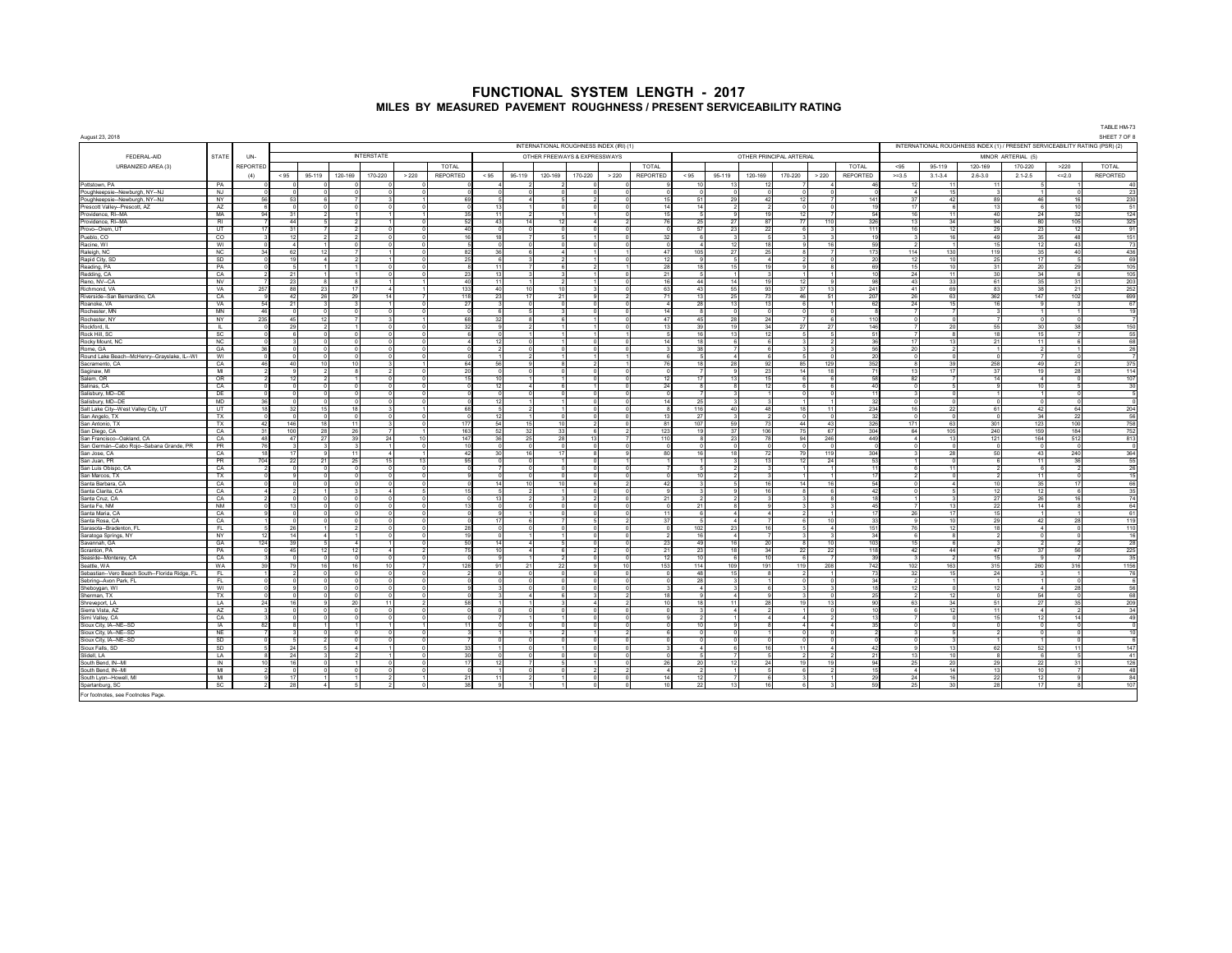# FUNCTIONAL SYSTEM LENGTH - 2017

## MILES BY MEASURED PAVEMENT ROUGHNESS / PRESENT SERVICEABILITY RATING

TABLE HM-73

August 23, 2018

SHEET 7 OF 8

| FEDERAL-AID URBANIZED AREA (3) | STATE | UN-REPORTED (4) | INTERNATIONAL ROUGHNESS INDEX (IRI) (1) INTERSTATE < 95 | 95-119 | 120-169 | 170-220 | > 220 | TOTAL REPORTED | OTHER FREEWAYS & EXPRESSWAYS < 95 | 95-119 | 120-169 | 170-220 | > 220 | TOTAL REPORTED | OTHER PRINCIPAL ARTERIAL < 95 | 95-119 | 120-169 | 170-220 | > 220 | TOTAL REPORTED | INTERNATIONAL ROUGHNESS INDEX (1) / PRESENT SERVICEABILITY RATING (PSR) (2) MINOR ARTERIAL (5) <95 >=3.5 | 95-119 3.1-3.4 | 120-169 2.6-3.0 | 170-220 2.1-2.5 | >220 <=2.0 | TOTAL REPORTED |
|---|---|---|---|---|---|---|---|---|---|---|---|---|---|---|---|---|---|---|---|---|---|---|---|---|---|---|
| Pottstown, PA | PA | 0 | 0 | 0 | 0 | 0 | 0 | 0 | 4 | 2 | 2 | 0 | 0 | 9 | 10 | 13 | 12 | 7 | 4 | 46 | 12 | 11 | 11 | 5 | 1 | 40 |
| Poughkeepsie--Newburgh, NY--NJ | NJ | 0 | 0 | 0 | 0 | 0 | 0 | 0 | 0 | 0 | 0 | 0 | 0 | 0 | 0 | 0 | 0 | 0 | 0 | 0 | 4 | 15 | 3 | 1 | 0 | 23 |
| Poughkeepsie--Newburgh, NY--NJ | NY | 56 | 53 | 6 | 7 | 3 | 1 | 69 | 5 | 4 | 5 | 2 | 0 | 15 | 51 | 29 | 42 | 12 | 7 | 141 | 37 | 42 | 89 | 46 | 16 | 230 |
| Prescott Valley--Prescott, AZ | AZ | 6 | 0 | 0 | 0 | 0 | 0 | 0 | 13 | 1 | 0 | 0 | 0 | 14 | 14 | 2 | 2 | 0 | 0 | 19 | 17 | 6 | 13 | 6 | 10 | 51 |
| Providence, RI--MA | MA | 94 | 31 | 2 | 1 | 1 | 1 | 35 | 11 | 2 | 1 | 1 | 0 | 15 | 5 | 9 | 19 | 12 | 7 | 54 | 16 | 11 | 40 | 24 | 32 | 124 |
| Providence, RI--MA | RI | 7 | 44 | 5 | 2 | 1 | 0 | 52 | 43 | 14 | 12 | 4 | 2 | 76 | 25 | 27 | 87 | 77 | 110 | 326 | 13 | 34 | 94 | 80 | 105 | 325 |
| Provo--Orem, UT | UT | 17 | 31 | 7 | 2 | 0 | 0 | 40 | 0 | 0 | 0 | 0 | 0 | 0 | 57 | 23 | 22 | 6 | 3 | 111 | 16 | 12 | 29 | 23 | 12 | 91 |
| Pueblo, CO | CO | 3 | 12 | 2 | 2 | 0 | 0 | 16 | 18 | 7 | 5 | 1 | 0 | 32 | 6 | 3 | 5 | 3 | 3 | 19 | 3 | 16 | 49 | 35 | 48 | 151 |
| Racine, WI | WI | 0 | 4 | 1 | 0 | 0 | 0 | 5 | 0 | 0 | 0 | 0 | 0 | 0 | 4 | 12 | 18 | 9 | 16 | 59 | 2 | 1 | 15 | 12 | 43 | 73 |
| Raleigh, NC | NC | 34 | 62 | 12 | 7 | 1 | 0 | 82 | 36 | 6 | 4 | 1 | 1 | 47 | 105 | 27 | 25 | 8 | 7 | 173 | 114 | 130 | 119 | 35 | 40 | 436 |
| Rapid City, SD | SD | 0 | 19 | 4 | 2 | 1 | 0 | 25 | 6 | 3 | 2 | 1 | 0 | 12 | 9 | 5 | 4 | 2 | 0 | 20 | 12 | 10 | 25 | 17 | 5 | 69 |
| Reading, PA | PA | 0 | 5 | 1 | 1 | 0 | 0 | 8 | 11 | 7 | 6 | 2 | 1 | 28 | 18 | 15 | 19 | 9 | 8 | 69 | 15 | 10 | 31 | 20 | 29 | 105 |
| Redding, CA | CA | 2 | 21 | 1 | 1 | 0 | 0 | 23 | 13 | 3 | 3 | 1 | 0 | 21 | 5 | 1 | 3 | 1 | 1 | 10 | 24 | 11 | 30 | 34 | 6 | 105 |
| Reno, NV--CA | NV | 7 | 23 | 8 | 8 | 1 | 1 | 40 | 11 | 1 | 2 | 1 | 1 | 16 | 44 | 14 | 19 | 12 | 9 | 98 | 43 | 33 | 61 | 35 | 31 | 203 |
| Richmond, VA | VA | 257 | 88 | 23 | 17 | 4 | 1 | 133 | 40 | 10 | 10 | 3 | 0 | 63 | 43 | 55 | 93 | 37 | 13 | 241 | 41 | 69 | 83 | 38 | 21 | 252 |
| Riverside--San Bernardino, CA | CA | 9 | 42 | 26 | 29 | 14 | 7 | 118 | 23 | 17 | 21 | 9 | 2 | 71 | 13 | 25 | 73 | 46 | 51 | 207 | 26 | 63 | 362 | 147 | 102 | 699 |
| Roanoke, VA | VA | 54 | 21 | 3 | 3 | 1 | 0 | 27 | 3 | 0 | 0 | 0 | 0 | 4 | 28 | 13 | 13 | 6 | 1 | 62 | 24 | 15 | 16 | 9 | 3 | 67 |
| Rochester, MN | MN | 46 | 0 | 0 | 0 | 0 | 0 | 0 | 6 | 5 | 3 | 0 | 0 | 14 | 8 | 0 | 0 | 0 | 0 | 8 | 7 | 7 | 3 | 1 | 1 | 19 |
| Rochester, NY | NY | 235 | 45 | 12 | 7 | 3 | 1 | 68 | 32 | 8 | 6 | 1 | 0 | 47 | 45 | 28 | 24 | 7 | 6 | 110 | 0 | 0 | 7 | 0 | 0 | 7 |
| Rockford, IL | IL | 0 | 29 | 2 | 1 | 0 | 0 | 32 | 9 | 2 | 1 | 1 | 0 | 13 | 39 | 19 | 34 | 27 | 27 | 146 | 7 | 20 | 55 | 30 | 38 | 150 |
| Rock Hill, SC | SC | 0 | 6 | 0 | 0 | 0 | 0 | 6 | 0 | 1 | 1 | 1 | 1 | 5 | 16 | 13 | 12 | 5 | 5 | 51 | 7 | 8 | 18 | 15 | 7 | 55 |
| Rocky Mount, NC | NC | 0 | 3 | 0 | 0 | 0 | 0 | 4 | 12 | 0 | 1 | 0 | 0 | 14 | 18 | 6 | 6 | 3 | 2 | 36 | 17 | 13 | 21 | 11 | 6 | 68 |
| Rome, GA | GA | 36 | 0 | 0 | 0 | 0 | 0 | 0 | 2 | 0 | 0 | 0 | 0 | 3 | 38 | 7 | 6 | 3 | 3 | 56 | 20 | 2 | 1 | 2 | 1 | 26 |
| Round Lake Beach--McHenry--Grayslake, IL--WI | WI | 0 | 0 | 0 | 0 | 0 | 0 | 0 | 1 | 2 | 1 | 1 | 1 | 6 | 5 | 4 | 6 | 5 | 0 | 20 | 0 | 0 | 0 | 7 | 0 | 7 |
| Sacramento, CA | CA | 46 | 40 | 10 | 10 | 3 | 1 | 64 | 56 | 9 | 8 | 2 | 1 | 76 | 18 | 28 | 92 | 85 | 129 | 352 | 8 | 39 | 258 | 49 | 21 | 375 |
| Saginaw, MI | MI | 2 | 9 | 2 | 8 | 2 | 0 | 20 | 0 | 0 | 0 | 0 | 0 | 0 | 7 | 9 | 23 | 14 | 18 | 71 | 13 | 17 | 37 | 19 | 28 | 114 |
| Salem, OR | OR | 2 | 12 | 2 | 1 | 0 | 0 | 15 | 10 | 1 | 1 | 0 | 0 | 12 | 17 | 13 | 15 | 6 | 6 | 58 | 82 | 7 | 14 | 4 | 0 | 107 |
| Salinas, CA | CA | 0 | 0 | 0 | 0 | 0 | 0 | 0 | 12 | 4 | 6 | 1 | 0 | 24 | 8 | 8 | 12 | 6 | 6 | 40 | 0 | 5 | 9 | 10 | 5 | 30 |
| Salisbury, MD--DE | DE | 0 | 0 | 0 | 0 | 0 | 0 | 0 | 0 | 0 | 0 | 0 | 0 | 0 | 0 | 3 | 1 | 0 | 0 | 11 | 3 | 0 | 1 | 1 | 0 | 5 |
| Salisbury, MD--DE | MD | 36 | 0 | 0 | 0 | 0 | 0 | 0 | 12 | 1 | 1 | 0 | 0 | 14 | 25 | 3 | 3 | 1 | 1 | 32 | 0 | 0 | 0 | 0 | 0 | 0 |
| Salt Lake City--West Valley City, UT | UT | 18 | 32 | 15 | 18 | 3 | 1 | 68 | 5 | 2 | 1 | 0 | 0 | 8 | 116 | 40 | 48 | 18 | 11 | 234 | 16 | 22 | 61 | 42 | 64 | 204 |
| San Angelo, TX | TX | 0 | 0 | 0 | 0 | 0 | 0 | 0 | 12 | 1 | 0 | 0 | 0 | 13 | 27 | 3 | 2 | 0 | 0 | 32 | 0 | 0 | 0 | 34 | 22 | 56 |
| San Antonio, TX | TX | 42 | 146 | 18 | 11 | 3 | 0 | 177 | 54 | 15 | 10 | 2 | 0 | 81 | 107 | 59 | 73 | 44 | 43 | 326 | 171 | 63 | 301 | 123 | 100 | 758 |
| San Diego, CA | CA | 31 | 100 | 28 | 26 | 7 | 1 | 163 | 52 | 32 | 33 | 6 | 2 | 123 | 19 | 37 | 106 | 75 | 67 | 304 | 64 | 105 | 240 | 159 | 184 | 752 |
| San Francisco--Oakland, CA | CA | 48 | 47 | 27 | 39 | 24 | 10 | 147 | 36 | 25 | 28 | 13 | 7 | 110 | 8 | 23 | 78 | 94 | 246 | 449 | 4 | 13 | 121 | 164 | 512 | 813 |
| San Germán--Cabo Rojo--Sabana Grande, PR | PR | 76 | 3 | 3 | 3 | 1 | 0 | 10 | 0 | 0 | 0 | 0 | 0 | 0 | 0 | 0 | 0 | 0 | 0 | 0 | 0 | 0 | 0 | 0 | 0 | 0 |
| San Jose, CA | CA | 18 | 17 | 9 | 11 | 4 | 1 | 42 | 30 | 16 | 17 | 8 | 9 | 80 | 16 | 18 | 72 | 79 | 119 | 304 | 3 | 28 | 50 | 43 | 240 | 364 |
| San Juan, PR | PR | 704 | 22 | 21 | 25 | 15 | 13 | 95 | 0 | 0 | 1 | 0 | 1 | 1 | 1 | 3 | 13 | 12 | 24 | 53 | 1 | 0 | 6 | 11 | 36 | 55 |
| San Luis Obispo, CA | CA | 2 | 0 | 0 | 0 | 0 | 0 | 0 | 7 | 0 | 0 | 0 | 0 | 7 | 5 | 2 | 3 | 1 | 1 | 11 | 6 | 11 | 2 | 6 | 2 | 26 |
| San Marcos, TX | TX | 0 | 9 | 0 | 0 | 0 | 0 | 9 | 0 | 0 | 0 | 0 | 0 | 0 | 10 | 2 | 3 | 1 | 1 | 17 | 2 | 0 | 2 | 11 | 0 | 15 |
| Santa Barbara, CA | CA | 0 | 0 | 0 | 0 | 0 | 0 | 0 | 14 | 10 | 10 | 6 | 2 | 42 | 3 | 5 | 16 | 14 | 16 | 54 | 0 | 4 | 10 | 35 | 17 | 66 |
| Santa Clarita, CA | CA | 4 | 2 | 1 | 3 | 4 | 5 | 15 | 5 | 2 | 1 | 0 | 0 | 9 | 3 | 9 | 16 | 8 | 6 | 42 | 0 | 5 | 12 | 12 | 6 | 35 |
| Santa Cruz, CA | CA | 2 | 0 | 0 | 0 | 0 | 0 | 0 | 13 | 2 | 3 | 2 | 0 | 21 | 2 | 2 | 3 | 3 | 8 | 18 | 1 | 3 | 27 | 26 | 16 | 74 |
| Santa Fe, NM | NM | 0 | 13 | 0 | 0 | 0 | 0 | 13 | 0 | 0 | 0 | 0 | 0 | 0 | 21 | 8 | 9 | 3 | 3 | 45 | 7 | 13 | 22 | 14 | 8 | 64 |
| Santa Maria, CA | CA | 9 | 0 | 0 | 0 | 0 | 0 | 0 | 9 | 1 | 0 | 0 | 0 | 11 | 6 | 4 | 4 | 2 | 1 | 17 | 26 | 17 | 15 | 1 | 1 | 61 |
| Santa Rosa, CA | CA | 1 | 0 | 0 | 0 | 0 | 0 | 0 | 17 | 6 | 7 | 5 | 2 | 37 | 5 | 4 | 7 | 6 | 10 | 33 | 9 | 10 | 29 | 42 | 28 | 119 |
| Sarasota--Bradenton, FL | FL | 5 | 26 | 1 | 2 | 0 | 0 | 28 | 0 | 0 | 0 | 0 | 0 | 0 | 102 | 23 | 16 | 5 | 4 | 151 | 76 | 12 | 18 | 4 | 0 | 110 |
| Saratoga Springs, NY | NY | 12 | 14 | 4 | 1 | 0 | 0 | 19 | 0 | 1 | 1 | 0 | 0 | 2 | 16 | 4 | 7 | 3 | 3 | 34 | 6 | 8 | 2 | 0 | 0 | 16 |
| Savannah, GA | GA | 124 | 39 | 5 | 4 | 1 | 0 | 50 | 14 | 4 | 5 | 0 | 0 | 23 | 49 | 16 | 20 | 8 | 10 | 103 | 15 | 6 | 3 | 2 | 2 | 28 |
| Scranton, PA | PA | 0 | 45 | 12 | 12 | 4 | 2 | 75 | 10 | 4 | 6 | 2 | 0 | 21 | 23 | 18 | 34 | 22 | 22 | 118 | 42 | 44 | 47 | 37 | 56 | 225 |
| Seaside--Monterey, CA | CA | 3 | 0 | 0 | 0 | 0 | 0 | 0 | 9 | 1 | 2 | 0 | 0 | 12 | 10 | 6 | 10 | 6 | 7 | 39 | 3 | 2 | 15 | 9 | 7 | 35 |
| Seattle, WA | WA | 39 | 79 | 16 | 16 | 10 | 7 | 128 | 91 | 21 | 22 | 9 | 10 | 153 | 114 | 109 | 191 | 119 | 208 | 742 | 102 | 163 | 315 | 260 | 316 | 1156 |
| Sebastian--Vero Beach South--Florida Ridge, FL | FL | 1 | 2 | 0 | 0 | 0 | 0 | 2 | 0 | 0 | 0 | 0 | 0 | 0 | 48 | 15 | 8 | 2 | 1 | 73 | 32 | 15 | 24 | 3 | 1 | 76 |
| Sebring--Avon Park, FL | FL | 0 | 0 | 0 | 0 | 0 | 0 | 0 | 0 | 0 | 0 | 0 | 0 | 0 | 28 | 3 | 1 | 0 | 0 | 34 | 2 | 1 | 1 | 1 | 0 | 6 |
| Sheboygan, WI | WI | 0 | 9 | 0 | 0 | 0 | 0 | 9 | 3 | 0 | 0 | 0 | 0 | 3 | 4 | 3 | 6 | 3 | 3 | 18 | 12 | 0 | 12 | 4 | 28 | 56 |
| Sherman, TX | TX | 0 | 0 | 0 | 0 | 0 | 0 | 0 | 3 | 4 | 6 | 3 | 2 | 18 | 9 | 4 | 9 | 3 | 0 | 25 | 2 | 12 | 0 | 54 | 0 | 68 |
| Shreveport, LA | LA | 24 | 16 | 9 | 20 | 11 | 2 | 58 | 1 | 1 | 3 | 4 | 2 | 10 | 18 | 11 | 28 | 19 | 13 | 90 | 63 | 34 | 51 | 27 | 35 | 209 |
| Sierra Vista, AZ | AZ | 3 | 0 | 0 | 0 | 0 | 0 | 0 | 0 | 0 | 0 | 0 | 0 | 0 | 3 | 4 | 2 | 1 | 0 | 10 | 6 | 12 | 11 | 4 | 2 | 34 |
| Simi Valley, CA | CA | 3 | 0 | 0 | 0 | 0 | 0 | 0 | 7 | 1 | 1 | 0 | 0 | 9 | 2 | 1 | 4 | 4 | 2 | 13 | 7 | 0 | 15 | 12 | 14 | 49 |
| Sioux City, IA--NE--SD | IA | 82 | 8 | 1 | 1 | 1 | 1 | 11 | 0 | 0 | 0 | 0 | 0 | 0 | 10 | 9 | 8 | 4 | 4 | 35 | 0 | 0 | 0 | 0 | 0 | 0 |
| Sioux City, IA--NE--SD | NE | 7 | 3 | 0 | 0 | 0 | 0 | 3 | 1 | 1 | 2 | 1 | 2 | 6 | 0 | 0 | 1 | 0 | 0 | 2 | 3 | 5 | 2 | 0 | 0 | 10 |
| Sioux City, IA--NE--SD | SD | 0 | 5 | 2 | 0 | 0 | 0 | 7 | 0 | 0 | 0 | 0 | 0 | 0 | 0 | 0 | 0 | 0 | 0 | 0 | 0 | 3 | 1 | 1 | 0 | 6 |
| Sioux Falls, SD | SD | 5 | 24 | 5 | 4 | 1 | 0 | 33 | 1 | 0 | 1 | 0 | 0 | 3 | 4 | 6 | 16 | 11 | 4 | 42 | 9 | 13 | 62 | 52 | 11 | 147 |
| Slidell, LA | LA | 8 | 24 | 3 | 2 | 1 | 0 | 30 | 0 | 0 | 0 | 0 | 0 | 0 | 5 | 7 | 5 | 2 | 2 | 21 | 13 | 10 | 8 | 6 | 5 | 41 |
| South Bend, IN--MI | IN | 10 | 16 | 0 | 1 | 0 | 0 | 17 | 12 | 7 | 5 | 1 | 0 | 26 | 20 | 12 | 24 | 19 | 19 | 94 | 25 | 20 | 29 | 22 | 31 | 126 |
| South Bend, IN--MI | MI | 2 | 0 | 0 | 0 | 0 | 0 | 0 | 1 | 0 | 0 | 2 | 2 | 4 | 2 | 1 | 5 | 6 | 2 | 15 | 4 | 14 | 13 | 10 | 7 | 48 |
| South Lyon--Howell, MI | MI | 9 | 17 | 1 | 1 | 2 | 1 | 21 | 11 | 2 | 1 | 0 | 0 | 14 | 12 | 7 | 6 | 3 | 1 | 29 | 24 | 16 | 22 | 12 | 9 | 84 |
| Spartanburg, SC | SC | 2 | 28 | 4 | 5 | 2 | 0 | 38 | 9 | 1 | 1 | 0 | 0 | 10 | 22 | 13 | 16 | 6 | 3 | 59 | 25 | 30 | 28 | 17 | 8 | 107 |

For footnotes, see Footnotes Page.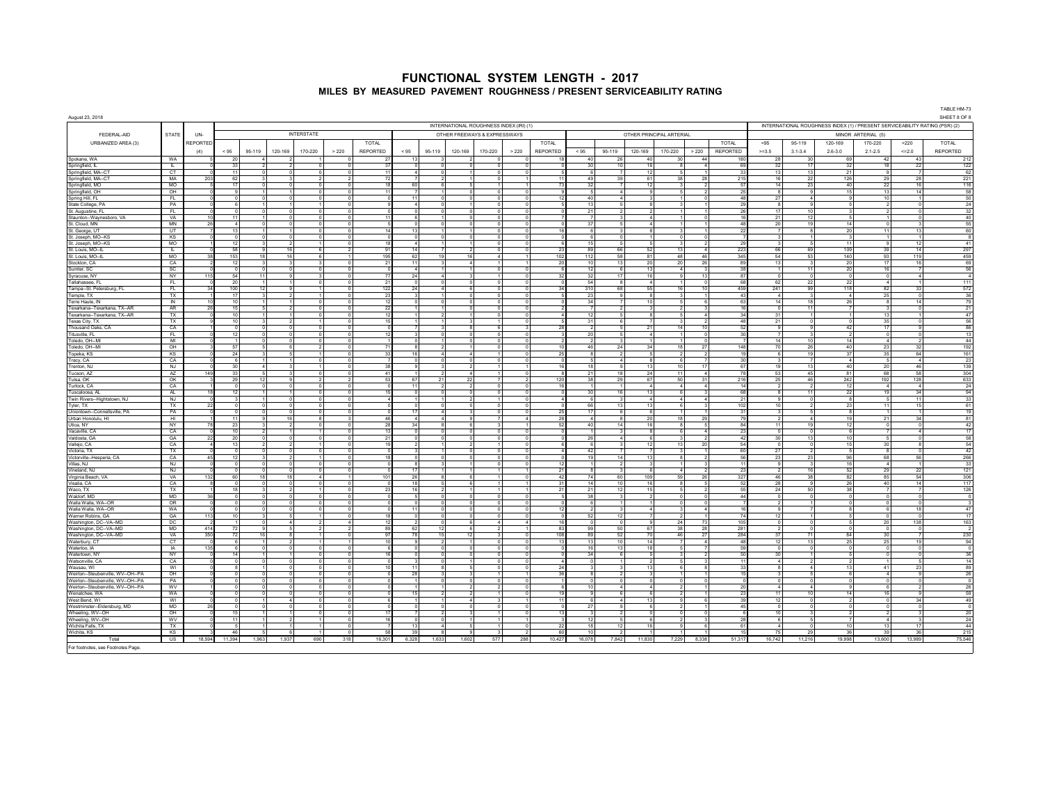# FUNCTIONAL SYSTEM LENGTH - 2017

## MILES BY MEASURED PAVEMENT ROUGHNESS / PRESENT SERVICEABILITY RATING

August 23, 2018

TABLE HM-73
SHEET 8 OF 8

| FEDERAL-AID URBANIZED AREA (3) | STATE | UN-REPORTED (4) | INTERSTATE | | | | | | OTHER FREEWAYS & EXPRESSWAYS | | | | | | OTHER PRINCIPAL ARTERIAL | | | | | | MINOR ARTERIAL (5) | | | | | |
|---|---|---|---|---|---|---|---|---|---|---|---|---|---|---|---|---|---|---|---|---|---|---|---|---|---|---|
| | | | INTERNATIONAL ROUGHNESS INDEX (IRI) (1) | | | | | | | | | | | | | | | | | | INTERNATIONAL ROUGHNESS INDEX (1) / PRESENT SERVICEABILITY RATING (PSR) (2) | | | | | |
| | | | < 95 | 95-119 | 120-169 | 170-220 | > 220 | TOTAL REPORTED | < 95 | 95-119 | 120-169 | 170-220 | > 220 | TOTAL REPORTED | < 95 | 95-119 | 120-169 | 170-220 | > 220 | TOTAL REPORTED | <95 >=3.5 | 95-119 3.1-3.4 | 120-169 2.6-3.0 | 170-220 2.1-2.5 | >220 <=2.0 | TOTAL REPORTED |
| Spokane, WA | WA | 5 | 20 | 4 | 2 | 1 | 0 | 27 | 13 | 3 | 2 | 0 | 0 | 18 | 40 | 26 | 40 | 30 | 44 | 180 | 28 | 30 | 69 | 42 | 43 | 212 |
| Springfield, IL | IL | 0 | 33 | 2 | 2 | 0 | 0 | 37 | 0 | 0 | 0 | 0 | 0 | 0 | 30 | 10 | 16 | 8 | 4 | 69 | 32 | 17 | 32 | 18 | 22 | 122 |
| Springfield, MA--CT | CT | 0 | 11 | 0 | 0 | 0 | 0 | 11 | 4 | 0 | 1 | 0 | 0 | 5 | 6 | 7 | 12 | 5 | 1 | 33 | 13 | 13 | 21 | 9 | 7 | 62 |
| Springfield, MA--CT | MA | 203 | 62 | 3 | 3 | 2 | 2 | 72 | 7 | 2 | 1 | 0 | 1 | 11 | 49 | 39 | 61 | 38 | 28 | 215 | 16 | 22 | 126 | 29 | 28 | 221 |
| Springfield, MO | MO | 5 | 17 | 0 | 0 | 0 | 0 | 18 | 60 | 6 | 5 | 1 | 1 | 73 | 32 | 7 | 12 | 3 | 2 | 57 | 14 | 23 | 40 | 22 | 16 | 116 |
| Springfield, OH | OH | 0 | 9 | 1 | 1 | 0 | 0 | 11 | 7 | 1 | 0 | 0 | 0 | 9 | 5 | 4 | 9 | 5 | 2 | 25 | 8 | 9 | 15 | 13 | 14 | 58 |
| Spring Hill, FL | FL | 0 | 0 | 0 | 0 | 0 | 0 | 0 | 11 | 0 | 0 | 0 | 0 | 12 | 40 | 4 | 3 | 1 | 0 | 48 | 27 | 4 | 9 | 10 | 1 | 50 |
| State College, PA | PA | 0 | 6 | 1 | 1 | 1 | 0 | 9 | 4 | 0 | 1 | 0 | 0 | 5 | 13 | 5 | 8 | 3 | 1 | 29 | 8 | 9 | 5 | 2 | 0 | 24 |
| St. Augustine, FL | FL | 0 | 0 | 0 | 0 | 0 | 0 | 0 | 0 | 0 | 0 | 0 | 0 | 0 | 21 | 2 | 2 | 1 | 1 | 26 | 17 | 10 | 3 | 2 | 0 | 32 |
| Staunton--Waynesboro, VA | VA | 10 | 11 | 1 | 0 | 0 | 0 | 11 | 6 | 1 | 0 | 0 | 0 | 7 | 7 | 3 | 4 | 1 | 0 | 16 | 21 | 12 | 5 | 1 | 0 | 40 |
| St. Cloud, MN | MN | 26 | 4 | 0 | 0 | 0 | 0 | 5 | 0 | 0 | 0 | 0 | 0 | 0 | 37 | 5 | 4 | 1 | 1 | 48 | 20 | 19 | 14 | 0 | 3 | 55 |
| St. George, UT | UT | 7 | 13 | 1 | 1 | 0 | 0 | 14 | 13 | 1 | 1 | 0 | 0 | 16 | 6 | 3 | 8 | 3 | 1 | 22 | 7 | 8 | 20 | 11 | 13 | 60 |
| St. Joseph, MO--KS | KS | 0 | 0 | 0 | 0 | 0 | 0 | 0 | 0 | 0 | 0 | 0 | 0 | 0 | 6 | 0 | 1 | 0 | 0 | 7 | 3 | 1 | 3 | 1 | 1 | 8 |
| St. Joseph, MO--KS | MO | 1 | 12 | 3 | 2 | 1 | 0 | 18 | 4 | 1 | 1 | 0 | 0 | 6 | 15 | 5 | 5 | 3 | 2 | 29 | 3 | 5 | 11 | 9 | 12 | 41 |
| St. Louis, MO--IL | IL | 0 | 58 | 9 | 16 | 6 | 2 | 91 | 14 | 7 | 2 | 0 | 0 | 23 | 89 | 66 | 52 | 13 | 4 | 223 | 66 | 69 | 109 | 39 | 14 | 297 |
| St. Louis, MO--IL | MO | 38 | 153 | 18 | 16 | 6 | 1 | 195 | 62 | 19 | 16 | 4 | 1 | 102 | 112 | 58 | 81 | 48 | 46 | 345 | 54 | 53 | 140 | 93 | 119 | 459 |
| Stockton, CA | CA | 2 | 12 | 3 | 3 | 3 | 0 | 21 | 11 | 3 | 4 | 1 | 1 | 20 | 10 | 13 | 20 | 20 | 26 | 89 | 13 | 3 | 20 | 17 | 16 | 69 |
| Sumter, SC | SC | 0 | 0 | 0 | 0 | 0 | 0 | 0 | 4 | 1 | 1 | 0 | 0 | 6 | 12 | 6 | 13 | 4 | 3 | 38 | 1 | 11 | 20 | 16 | 7 | 56 |
| Syracuse, NY | NY | 115 | 54 | 11 | 9 | 3 | 0 | 77 | 24 | 4 | 3 | 1 | 0 | 32 | 32 | 17 | 16 | 9 | 13 | 87 | 0 | 0 | 0 | 0 | 4 | 4 |
| Tallahassee, FL | FL | 0 | 20 | 1 | 1 | 0 | 0 | 21 | 0 | 0 | 0 | 0 | 0 | 0 | 54 | 8 | 4 | 1 | 0 | 68 | 62 | 22 | 22 | 4 | 1 | 111 |
| Tampa--St. Petersburg, FL | FL | 34 | 100 | 12 | 9 | 1 | 0 | 122 | 24 | 4 | 6 | 0 | 0 | 34 | 310 | 88 | 55 | 16 | 10 | 459 | 241 | 99 | 118 | 82 | 33 | 572 |
| Temple, TX | TX | 1 | 17 | 3 | 2 | 1 | 0 | 23 | 3 | 1 | 0 | 0 | 0 | 5 | 23 | 9 | 8 | 3 | 1 | 43 | 4 | 3 | 4 | 25 | 0 | 36 |
| Terre Haute, IN | IN | 10 | 10 | 1 | 1 | 0 | 0 | 12 | 0 | 0 | 0 | 0 | 0 | 0 | 34 | 7 | 10 | 5 | 6 | 63 | 14 | 18 | 26 | 8 | 14 | 79 |
| Texarkana--Texarkana, TX--AR | AR | 25 | 15 | 5 | 2 | 0 | 0 | 22 | 1 | 1 | 0 | 0 | 0 | 2 | 7 | 2 | 3 | 2 | 3 | 16 | 0 | 11 | 7 | 3 | 0 | 21 |
| Texarkana--Texarkana, TX--AR | TX | 0 | 10 | 1 | 1 | 0 | 0 | 12 | 1 | 2 | 1 | 0 | 0 | 4 | 12 | 5 | 8 | 5 | 4 | 34 | 31 | 1 | 1 | 13 | 1 | 47 |
| Texas City, TX | TX | 9 | 10 | 3 | 2 | 1 | 0 | 15 | 1 | 1 | 3 | 1 | 0 | 5 | 31 | 6 | 7 | 3 | 2 | 48 | 21 | 0 | 0 | 35 | 0 | 56 |
| Thousand Oaks, CA | CA | 1 | 0 | 0 | 0 | 0 | 0 | 0 | 7 | 3 | 8 | 6 | 3 | 28 | 2 | 5 | 21 | 14 | 10 | 52 | 9 | 9 | 42 | 17 | 9 | 86 |
| Titusville, FL | FL | 0 | 12 | 0 | 0 | 0 | 0 | 12 | 3 | 0 | 0 | 0 | 0 | 3 | 20 | 5 | 4 | 1 | 0 | 30 | 7 | 3 | 2 | 0 | 0 | 13 |
| Toledo, OH--MI | MI | 0 | 1 | 0 | 0 | 0 | 0 | 1 | 0 | 1 | 0 | 0 | 0 | 2 | 2 | 3 | 1 | 1 | 0 | 7 | 14 | 10 | 14 | 4 | 2 | 44 |
| Toledo, OH--MI | OH | 3 | 57 | 5 | 6 | 2 | 0 | 71 | 8 | 2 | 1 | 0 | 0 | 10 | 46 | 24 | 34 | 18 | 27 | 148 | 70 | 26 | 40 | 23 | 32 | 192 |
| Topeka, KS | KS | 0 | 24 | 3 | 5 | 1 | 0 | 33 | 16 | 4 | 4 | 1 | 0 | 25 | 8 | 2 | 5 | 2 | 2 | 19 | 6 | 19 | 37 | 35 | 64 | 161 |
| Tracy, CA | CA | 0 | 6 | 1 | 1 | 0 | 0 | 7 | 0 | 0 | 0 | 0 | 0 | 0 | 5 | 4 | 8 | 6 | 7 | 30 | 3 | 7 | 4 | 5 | 4 | 23 |
| Trenton, NJ | NJ | 0 | 30 | 4 | 3 | 1 | 0 | 38 | 9 | 3 | 2 | 1 | 1 | 16 | 18 | 9 | 13 | 10 | 17 | 67 | 19 | 13 | 40 | 20 | 46 | 139 |
| Tucson, AZ | AZ | 149 | 33 | 5 | 3 | 0 | 0 | 41 | 1 | 2 | 4 | 1 | 0 | 8 | 21 | 18 | 24 | 11 | 4 | 78 | 53 | 45 | 81 | 68 | 58 | 304 |
| Tulsa, OK | OK | 3 | 29 | 12 | 9 | 2 | 2 | 53 | 67 | 21 | 22 | 7 | 2 | 120 | 38 | 29 | 67 | 50 | 31 | 216 | 25 | 46 | 242 | 192 | 128 | 633 |
| Turlock, CA | CA | 1 | 0 | 0 | 0 | 0 | 0 | 0 | 11 | 2 | 2 | 0 | 0 | 16 | 1 | 1 | 4 | 4 | 4 | 14 | 2 | 2 | 12 | 4 | 4 | 24 |
| Tuscaloosa, AL | AL | 18 | 12 | 1 | 1 | 0 | 0 | 15 | 0 | 0 | 0 | 0 | 0 | 0 | 30 | 16 | 13 | 6 | 3 | 68 | 8 | 11 | 22 | 19 | 34 | 94 |
| Twin Rivers--Hightstown, NJ | NJ | 0 | 3 | 1 | 0 | 0 | 0 | 4 | 1 | 1 | 2 | 1 | 0 | 4 | 6 | 3 | 4 | 4 | 4 | 21 | 9 | 0 | 8 | 5 | 11 | 33 |
| Tyler, TX | TX | 22 | 0 | 0 | 0 | 0 | 0 | 0 | 0 | 0 | 0 | 0 | 0 | 0 | 66 | 13 | 13 | 6 | 3 | 102 | 10 | 2 | 23 | 11 | 15 | 61 |
| Uniontown--Connellsville, PA | PA | 0 | 0 | 0 | 0 | 0 | 0 | 0 | 17 | 4 | 3 | 0 | 0 | 25 | 17 | 6 | 6 | 1 | 1 | 31 | 3 | 5 | 8 | 1 | 1 | 19 |
| Urban Honolulu, HI | HI | 1 | 11 | 9 | 16 | 8 | 3 | 46 | 4 | 4 | 9 | 7 | 4 | 28 | 4 | 8 | 20 | 18 | 29 | 79 | 2 | 4 | 19 | 21 | 34 | 81 |
| Utica, NY | NY | 78 | 23 | 3 | 2 | 0 | 0 | 28 | 34 | 8 | 6 | 3 | 1 | 52 | 40 | 14 | 16 | 8 | 5 | 84 | 11 | 19 | 12 | 0 | 0 | 42 |
| Vacaville, CA | CA | 0 | 10 | 2 | 1 | 1 | 0 | 13 | 0 | 0 | 0 | 0 | 0 | 0 | 1 | 3 | 8 | 6 | 4 | 23 | 0 | 0 | 6 | 7 | 4 | 17 |
| Valdosta, GA | GA | 22 | 20 | 0 | 0 | 0 | 0 | 21 | 0 | 0 | 0 | 0 | 0 | 0 | 26 | 4 | 6 | 3 | 2 | 42 | 30 | 13 | 10 | 5 | 0 | 58 |
| Vallejo, CA | CA | 4 | 13 | 2 | 2 | 1 | 0 | 19 | 2 | 1 | 2 | 1 | 0 | 6 | 6 | 3 | 12 | 13 | 20 | 54 | 0 | 0 | 15 | 30 | 8 | 54 |
| Victoria, TX | TX | 0 | 0 | 0 | 0 | 0 | 0 | 0 | 3 | 1 | 0 | 0 | 0 | 4 | 42 | 7 | 7 | 3 | 1 | 60 | 27 | 2 | 5 | 8 | 0 | 42 |
| Victorville--Hesperia, CA | CA | 45 | 12 | 3 | 2 | 1 | 0 | 18 | 0 | 0 | 0 | 0 | 0 | 0 | 19 | 14 | 13 | 8 | 2 | 56 | 23 | 23 | 96 | 68 | 56 | 266 |
| Villas, NJ | NJ | 0 | 0 | 0 | 0 | 0 | 0 | 0 | 8 | 3 | 1 | 0 | 0 | 12 | 1 | 2 | 3 | 1 | 3 | 11 | 9 | 3 | 16 | 4 | 1 | 33 |
| Vineland, NJ | NJ | 0 | 0 | 0 | 0 | 0 | 0 | 0 | 17 | 1 | 1 | 1 | 1 | 21 | 8 | 3 | 6 | 4 | 2 | 23 | 2 | 16 | 52 | 29 | 22 | 121 |
| Virginia Beach, VA | VA | 132 | 60 | 18 | 18 | 4 | 1 | 101 | 26 | 8 | 6 | 1 | 0 | 42 | 74 | 60 | 109 | 59 | 26 | 327 | 46 | 38 | 82 | 85 | 54 | 306 |
| Visalia, CA | CA | 8 | 0 | 0 | 0 | 0 | 0 | 0 | 18 | 5 | 6 | 1 | 1 | 31 | 14 | 10 | 16 | 8 | 5 | 52 | 28 | 9 | 26 | 40 | 14 | 117 |
| Waco, TX | TX | 1 | 18 | 3 | 2 | 1 | 0 | 23 | 16 | 2 | 1 | 1 | 1 | 21 | 21 | 12 | 15 | 5 | 2 | 55 | 24 | 50 | 38 | 7 | 7 | 126 |
| Waldorf, MD | MD | 36 | 0 | 0 | 0 | 0 | 0 | 0 | 5 | 0 | 0 | 0 | 0 | 5 | 38 | 3 | 2 | 0 | 0 | 44 | 0 | 0 | 0 | 0 | 0 | 0 |
| Walla Walla, WA--OR | OR | 0 | 0 | 0 | 0 | 0 | 0 | 0 | 0 | 0 | 0 | 0 | 0 | 0 | 6 | 1 | 1 | 0 | 0 | 7 | 2 | 1 | 0 | 0 | 0 | 3 |
| Walla Walla, WA--OR | WA | 0 | 0 | 0 | 0 | 0 | 0 | 0 | 11 | 0 | 0 | 0 | 0 | 12 | 2 | 3 | 4 | 3 | 4 | 16 | 9 | 7 | 8 | 6 | 18 | 47 |
| Warner Robins, GA | GA | 113 | 10 | 3 | 5 | 1 | 0 | 18 | 0 | 0 | 0 | 0 | 0 | 0 | 52 | 12 | 7 | 2 | 1 | 74 | 12 | 1 | 5 | 0 | 0 | 17 |
| Washington, DC--VA--MD | DC | 2 | 1 | 0 | 4 | 2 | 4 | 12 | 2 | 0 | 6 | 4 | 4 | 16 | 0 | 0 | 9 | 24 | 73 | 105 | 0 | 0 | 5 | 20 | 138 | 163 |
| Washington, DC--VA--MD | MD | 414 | 72 | 9 | 5 | 2 | 2 | 89 | 62 | 12 | 6 | 2 | 1 | 83 | 99 | 50 | 67 | 38 | 28 | 281 | 2 | 0 | 0 | 0 | 0 | 2 |
| Washington, DC--VA--MD | VA | 350 | 72 | 16 | 8 | 1 | 0 | 97 | 78 | 15 | 12 | 3 | 0 | 108 | 89 | 52 | 70 | 46 | 27 | 284 | 37 | 71 | 84 | 30 | 7 | 230 |
| Waterbury, CT | CT | 0 | 6 | 1 | 2 | 1 | 1 | 10 | 9 | 2 | 1 | 0 | 0 | 13 | 13 | 10 | 14 | 7 | 4 | 48 | 12 | 13 | 25 | 25 | 19 | 94 |
| Waterloo, IA | IA | 135 | 6 | 0 | 0 | 0 | 0 | 6 | 0 | 0 | 0 | 0 | 0 | 0 | 16 | 13 | 18 | 5 | 7 | 59 | 0 | 0 | 0 | 0 | 0 | 0 |
| Watertown, NY | NY | 0 | 14 | 1 | 1 | 0 | 0 | 16 | 0 | 0 | 0 | 0 | 0 | 0 | 34 | 6 | 5 | 3 | 2 | 50 | 30 | 1 | 5 | 0 | 0 | 36 |
| Watsonville, CA | CA | 0 | 0 | 0 | 0 | 0 | 0 | 0 | 3 | 0 | 1 | 0 | 0 | 4 | 0 | 1 | 2 | 5 | 3 | 11 | 4 | 2 | 2 | 1 | 5 | 14 |
| Wausau, WI | WI | 0 | 8 | 1 | 0 | 0 | 0 | 10 | 11 | 8 | 5 | 0 | 0 | 24 | 3 | 3 | 13 | 6 | 8 | 33 | 8 | 4 | 13 | 41 | 23 | 89 |
| Weirton--Steubenville, WV--OH--PA | OH | 0 | 0 | 0 | 0 | 0 | 0 | 0 | 28 | 3 | 3 | 1 | 1 | 36 | 8 | 2 | 3 | 1 | 1 | 15 | 3 | 5 | 6 | 4 | 9 | 26 |
| Weirton--Steubenville, WV--OH--PA | PA | 0 | 0 | 0 | 0 | 0 | 0 | 0 | 1 | 0 | 0 | 0 | 0 | 1 | 0 | 0 | 0 | 0 | 0 | 0 | 0 | 0 | 0 | 0 | 0 | 0 |
| Weirton--Steubenville, WV--OH--PA | WV | 1 | 0 | 0 | 0 | 0 | 0 | 0 | 1 | 1 | 2 | 2 | 0 | 6 | 10 | 4 | 4 | 2 | 1 | 20 | 4 | 4 | 9 | 6 | 2 | 26 |
| Wenatchee, WA | WA | 0 | 0 | 0 | 0 | 0 | 0 | 0 | 15 | 2 | 2 | 1 | 0 | 19 | 9 | 6 | 6 | 2 | 1 | 23 | 11 | 10 | 14 | 16 | 9 | 59 |
| West Bend, WI | WI | 0 | 0 | 1 | 4 | 0 | 0 | 6 | 1 | 1 | 4 | 3 | 1 | 11 | 6 | 4 | 13 | 9 | 6 | 39 | 12 | 0 | 2 | 0 | 34 | 49 |
| Westminster--Eldersburg, MD | MD | 26 | 0 | 0 | 0 | 0 | 0 | 0 | 0 | 0 | 0 | 0 | 0 | 0 | 27 | 9 | 6 | 2 | 1 | 45 | 0 | 0 | 0 | 0 | 0 | 0 |
| Wheeling, WV--OH | OH | 0 | 15 | 1 | 1 | 0 | 0 | 17 | 7 | 2 | 3 | 1 | 0 | 13 | 3 | 2 | 0 | 0 | 0 | 6 | 10 | 3 | 2 | 2 | 3 | 20 |
| Wheeling, WV--OH | WV | 0 | 11 | 1 | 2 | 1 | 0 | 16 | 0 | 0 | 1 | 1 | 1 | 3 | 12 | 5 | 6 | 2 | 3 | 28 | 6 | 5 | 7 | 4 | 3 | 24 |
| Wichita Falls, TX | TX | 0 | 5 | 1 | 1 | 1 | 0 | 7 | 13 | 4 | 5 | 1 | 0 | 22 | 18 | 12 | 16 | 9 | 6 | 61 | 4 | 0 | 10 | 13 | 17 | 44 |
| Wichita, KS | KS | 3 | 46 | 5 | 6 | 1 | 0 | 58 | 39 | 8 | 9 | 3 | 2 | 60 | 10 | 2 | 1 | 1 | 1 | 15 | 75 | 29 | 36 | 39 | 36 | 215 |
| Total | US | 18,594 | 11,394 | 1,963 | 1,937 | 690 | 318 | 16,301 | 6,328 | 1,633 | 1,602 | 577 | 288 | 10,427 | 16,078 | 7,842 | 11,830 | 7,229 | 8,338 | 51,317 | 16,742 | 11,216 | 19,998 | 13,600 | 13,989 | 75,546 |

For footnotes, see Footnotes Page.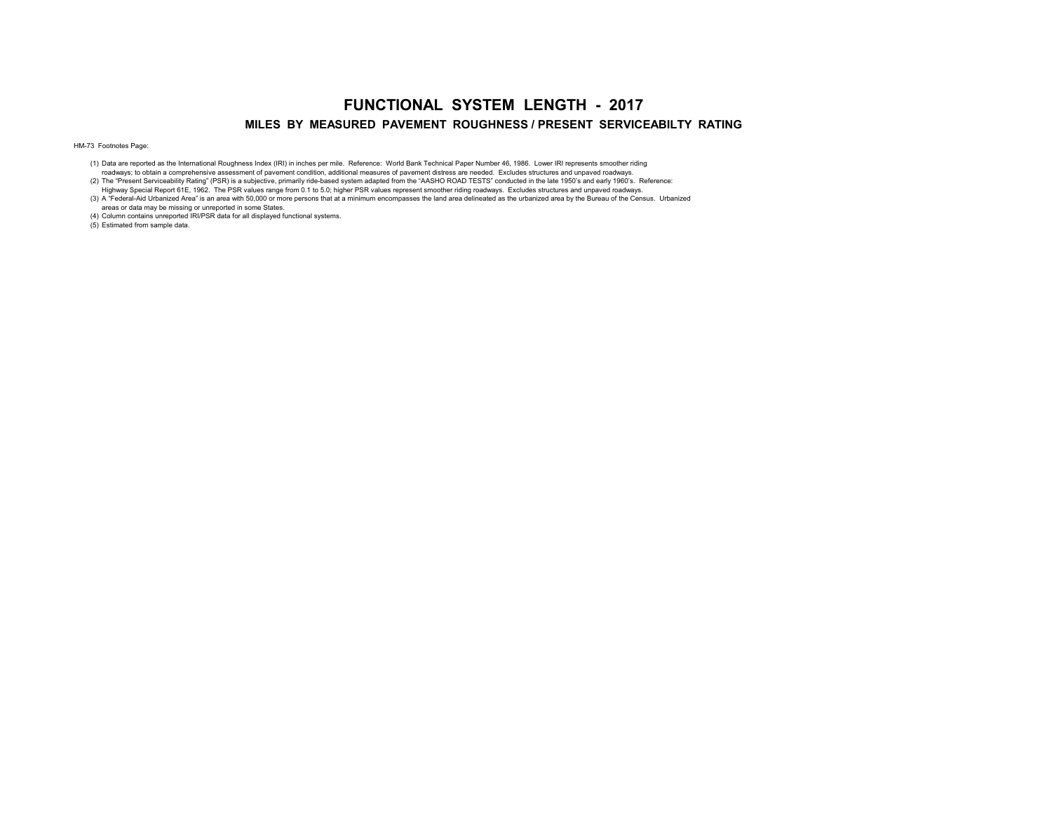# FUNCTIONAL SYSTEM LENGTH - 2017

## MILES BY MEASURED PAVEMENT ROUGHNESS / PRESENT SERVICEABILTY RATING

HM-73 Footnotes Page:

(1) Data are reported as the International Roughness Index (IRI) in inches per mile. Reference: World Bank Technical Paper Number 46, 1986. Lower IRI represents smoother riding roadways; to obtain a comprehensive assessment of pavement condition, additional measures of pavement distress are needed. Excludes structures and unpaved roadways.

(2) The "Present Serviceability Rating" (PSR) is a subjective, primarily ride-based system adapted from the "AASHO ROAD TESTS" conducted in the late 1950's and early 1960's. Reference: Highway Special Report 61E, 1962. The PSR values range from 0.1 to 5.0; higher PSR values represent smoother riding roadways. Excludes structures and unpaved roadways.

(3) A "Federal-Aid Urbanized Area" is an area with 50,000 or more persons that at a minimum encompasses the land area delineated as the urbanized area by the Bureau of the Census. Urbanized areas or data may be missing or unreported in some States.

(4) Column contains unreported IRI/PSR data for all displayed functional systems.

(5) Estimated from sample data.